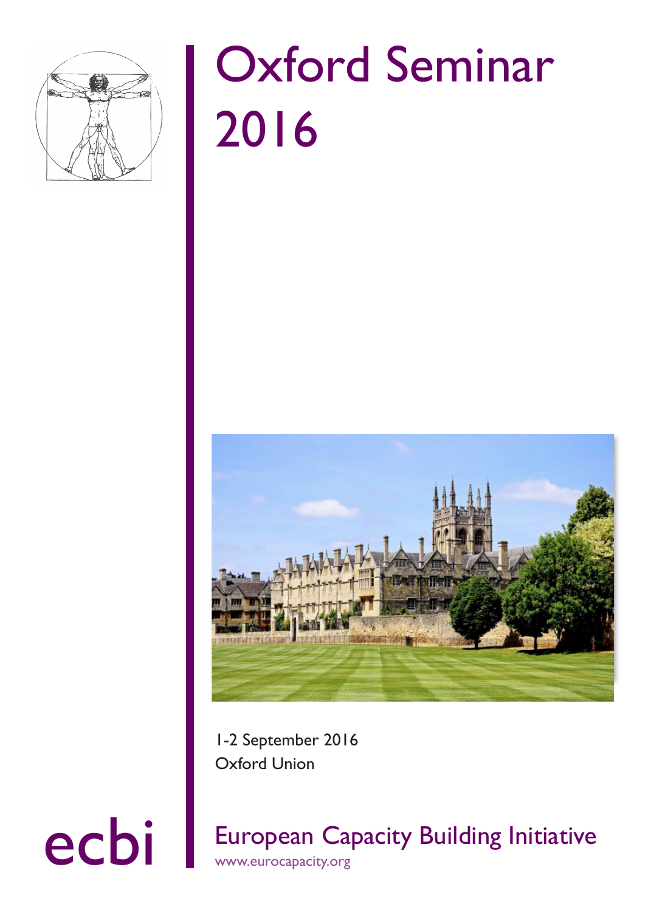# Oxford Seminar 2016

1-2 September 2016
Oxford Union

ecbi

European Capacity Building Initiative
www.eurocapacity.org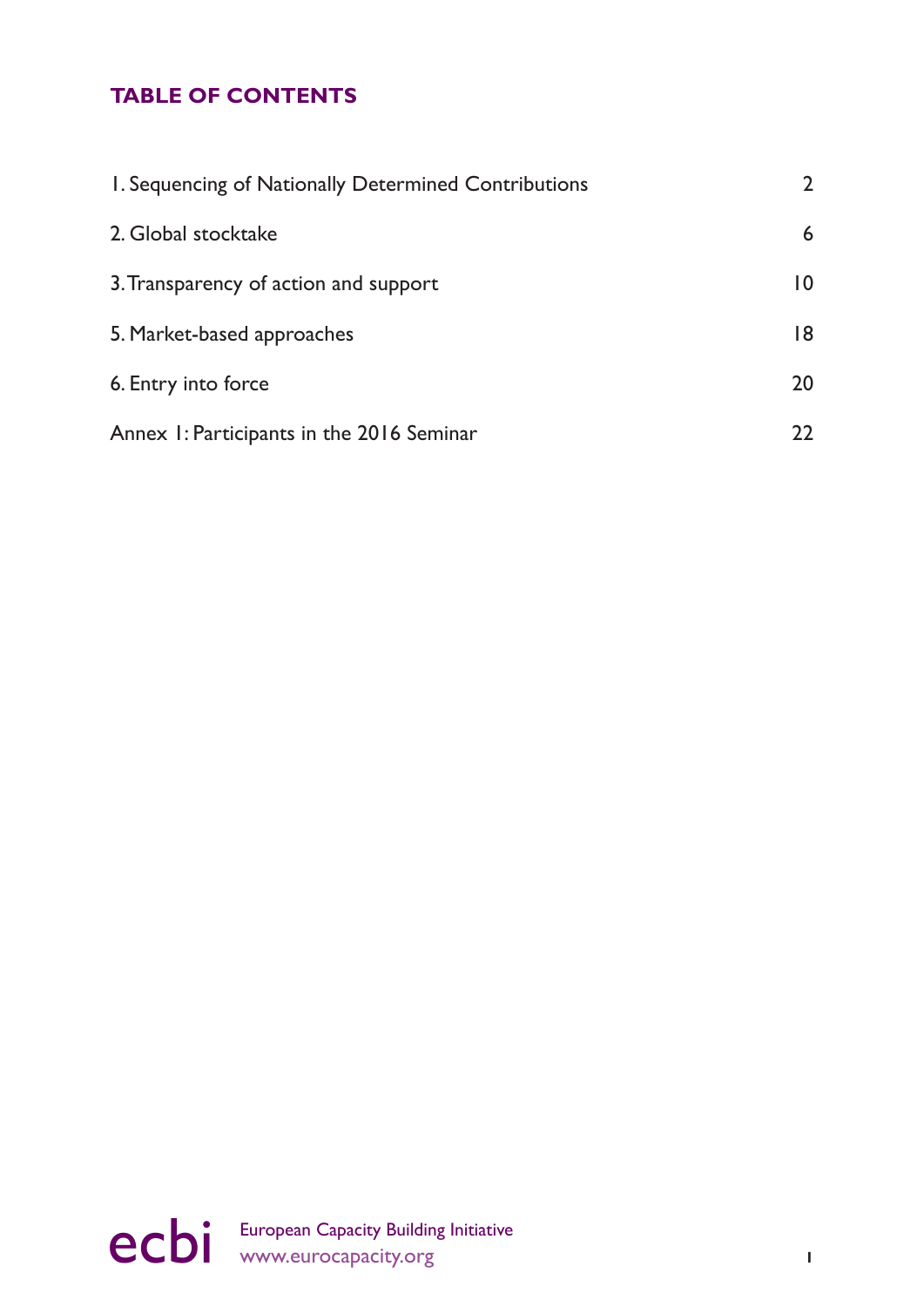## TABLE OF CONTENTS

| | |
|---|---|
| 1. Sequencing of Nationally Determined Contributions | 2 |
| 2. Global stocktake | 6 |
| 3. Transparency of action and support | 10 |
| 5. Market-based approaches | 18 |
| 6. Entry into force | 20 |
| Annex 1: Participants in the 2016 Seminar | 22 |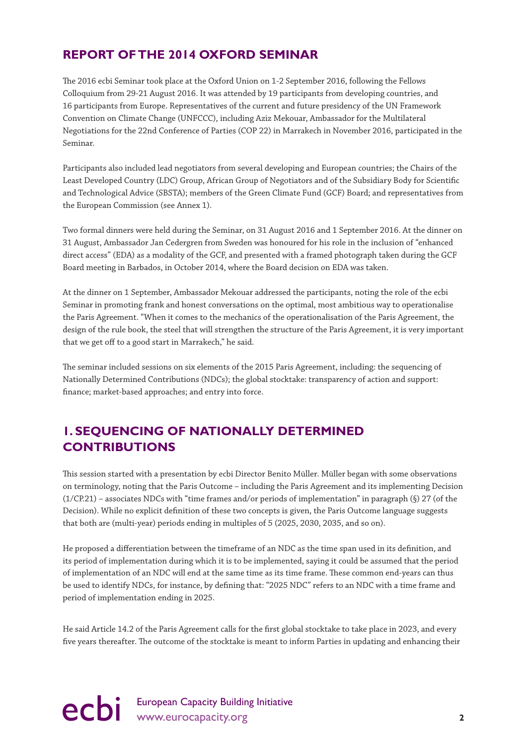## REPORT OF THE 2014 OXFORD SEMINAR

The 2016 ecbi Seminar took place at the Oxford Union on 1-2 September 2016, following the Fellows Colloquium from 29-21 August 2016. It was attended by 19 participants from developing countries, and 16 participants from Europe. Representatives of the current and future presidency of the UN Framework Convention on Climate Change (UNFCCC), including Aziz Mekouar, Ambassador for the Multilateral Negotiations for the 22nd Conference of Parties (COP 22) in Marrakech in November 2016, participated in the Seminar.

Participants also included lead negotiators from several developing and European countries; the Chairs of the Least Developed Country (LDC) Group, African Group of Negotiators and of the Subsidiary Body for Scientific and Technological Advice (SBSTA); members of the Green Climate Fund (GCF) Board; and representatives from the European Commission (see Annex 1).

Two formal dinners were held during the Seminar, on 31 August 2016 and 1 September 2016. At the dinner on 31 August, Ambassador Jan Cedergren from Sweden was honoured for his role in the inclusion of "enhanced direct access" (EDA) as a modality of the GCF, and presented with a framed photograph taken during the GCF Board meeting in Barbados, in October 2014, where the Board decision on EDA was taken.

At the dinner on 1 September, Ambassador Mekouar addressed the participants, noting the role of the ecbi Seminar in promoting frank and honest conversations on the optimal, most ambitious way to operationalise the Paris Agreement. "When it comes to the mechanics of the operationalisation of the Paris Agreement, the design of the rule book, the steel that will strengthen the structure of the Paris Agreement, it is very important that we get off to a good start in Marrakech," he said.

The seminar included sessions on six elements of the 2015 Paris Agreement, including: the sequencing of Nationally Determined Contributions (NDCs); the global stocktake: transparency of action and support: finance; market-based approaches; and entry into force.

## 1. SEQUENCING OF NATIONALLY DETERMINED CONTRIBUTIONS

This session started with a presentation by ecbi Director Benito Müller. Müller began with some observations on terminology, noting that the Paris Outcome – including the Paris Agreement and its implementing Decision (1/CP.21) – associates NDCs with "time frames and/or periods of implementation" in paragraph (§) 27 (of the Decision). While no explicit definition of these two concepts is given, the Paris Outcome language suggests that both are (multi-year) periods ending in multiples of 5 (2025, 2030, 2035, and so on).

He proposed a differentiation between the timeframe of an NDC as the time span used in its definition, and its period of implementation during which it is to be implemented, saying it could be assumed that the period of implementation of an NDC will end at the same time as its time frame. These common end-years can thus be used to identify NDCs, for instance, by defining that: "2025 NDC" refers to an NDC with a time frame and period of implementation ending in 2025.

He said Article 14.2 of the Paris Agreement calls for the first global stocktake to take place in 2023, and every five years thereafter. The outcome of the stocktake is meant to inform Parties in updating and enhancing their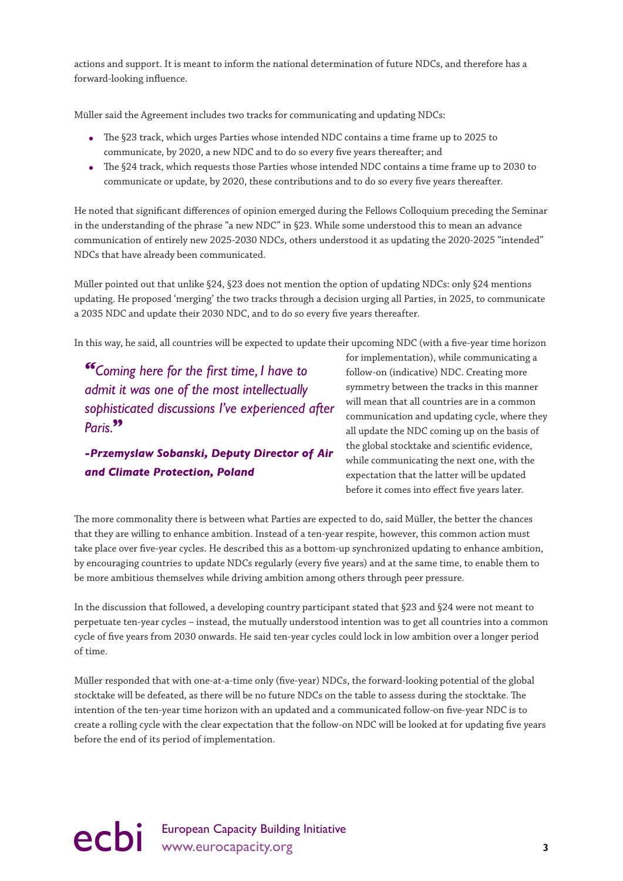actions and support. It is meant to inform the national determination of future NDCs, and therefore has a forward-looking influence.

Müller said the Agreement includes two tracks for communicating and updating NDCs:

- The §23 track, which urges Parties whose intended NDC contains a time frame up to 2025 to communicate, by 2020, a new NDC and to do so every five years thereafter; and
- The §24 track, which requests those Parties whose intended NDC contains a time frame up to 2030 to communicate or update, by 2020, these contributions and to do so every five years thereafter.

He noted that significant differences of opinion emerged during the Fellows Colloquium preceding the Seminar in the understanding of the phrase "a new NDC" in §23. While some understood this to mean an advance communication of entirely new 2025-2030 NDCs, others understood it as updating the 2020-2025 "intended" NDCs that have already been communicated.

Müller pointed out that unlike §24, §23 does not mention the option of updating NDCs: only §24 mentions updating. He proposed 'merging' the two tracks through a decision urging all Parties, in 2025, to communicate a 2035 NDC and update their 2030 NDC, and to do so every five years thereafter.

In this way, he said, all countries will be expected to update their upcoming NDC (with a five-year time horizon for implementation), while communicating a follow-on (indicative) NDC. Creating more symmetry between the tracks in this manner will mean that all countries are in a common communication and updating cycle, where they all update the NDC coming up on the basis of the global stocktake and scientific evidence, while communicating the next one, with the expectation that the latter will be updated before it comes into effect five years later.

> *"Coming here for the first time, I have to admit it was one of the most intellectually sophisticated discussions I've experienced after Paris."*
>
> ***-Przemyslaw Sobanski, Deputy Director of Air and Climate Protection, Poland***

The more commonality there is between what Parties are expected to do, said Müller, the better the chances that they are willing to enhance ambition. Instead of a ten-year respite, however, this common action must take place over five-year cycles. He described this as a bottom-up synchronized updating to enhance ambition, by encouraging countries to update NDCs regularly (every five years) and at the same time, to enable them to be more ambitious themselves while driving ambition among others through peer pressure.

In the discussion that followed, a developing country participant stated that §23 and §24 were not meant to perpetuate ten-year cycles – instead, the mutually understood intention was to get all countries into a common cycle of five years from 2030 onwards. He said ten-year cycles could lock in low ambition over a longer period of time.

Müller responded that with one-at-a-time only (five-year) NDCs, the forward-looking potential of the global stocktake will be defeated, as there will be no future NDCs on the table to assess during the stocktake. The intention of the ten-year time horizon with an updated and a communicated follow-on five-year NDC is to create a rolling cycle with the clear expectation that the follow-on NDC will be looked at for updating five years before the end of its period of implementation.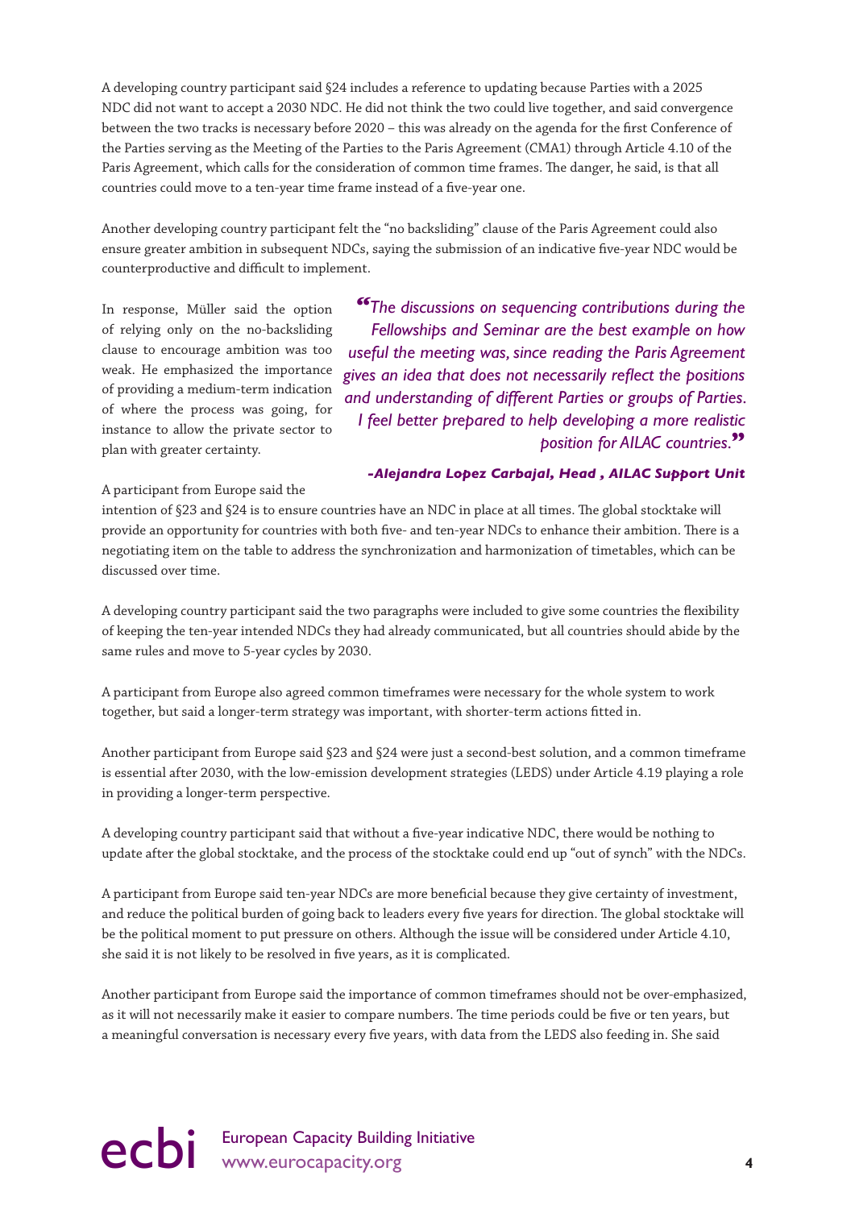A developing country participant said §24 includes a reference to updating because Parties with a 2025 NDC did not want to accept a 2030 NDC. He did not think the two could live together, and said convergence between the two tracks is necessary before 2020 – this was already on the agenda for the first Conference of the Parties serving as the Meeting of the Parties to the Paris Agreement (CMA1) through Article 4.10 of the Paris Agreement, which calls for the consideration of common time frames. The danger, he said, is that all countries could move to a ten-year time frame instead of a five-year one.

Another developing country participant felt the "no backsliding" clause of the Paris Agreement could also ensure greater ambition in subsequent NDCs, saying the submission of an indicative five-year NDC would be counterproductive and difficult to implement.

In response, Müller said the option of relying only on the no-backsliding clause to encourage ambition was too weak. He emphasized the importance of providing a medium-term indication of where the process was going, for instance to allow the private sector to plan with greater certainty.

> *"The discussions on sequencing contributions during the Fellowships and Seminar are the best example on how useful the meeting was, since reading the Paris Agreement gives an idea that does not necessarily reflect the positions and understanding of different Parties or groups of Parties. I feel better prepared to help developing a more realistic position for AILAC countries."*
>
> ***-Alejandra Lopez Carbajal, Head , AILAC Support Unit***

A participant from Europe said the intention of §23 and §24 is to ensure countries have an NDC in place at all times. The global stocktake will provide an opportunity for countries with both five- and ten-year NDCs to enhance their ambition. There is a negotiating item on the table to address the synchronization and harmonization of timetables, which can be discussed over time.

A developing country participant said the two paragraphs were included to give some countries the flexibility of keeping the ten-year intended NDCs they had already communicated, but all countries should abide by the same rules and move to 5-year cycles by 2030.

A participant from Europe also agreed common timeframes were necessary for the whole system to work together, but said a longer-term strategy was important, with shorter-term actions fitted in.

Another participant from Europe said §23 and §24 were just a second-best solution, and a common timeframe is essential after 2030, with the low-emission development strategies (LEDS) under Article 4.19 playing a role in providing a longer-term perspective.

A developing country participant said that without a five-year indicative NDC, there would be nothing to update after the global stocktake, and the process of the stocktake could end up "out of synch" with the NDCs.

A participant from Europe said ten-year NDCs are more beneficial because they give certainty of investment, and reduce the political burden of going back to leaders every five years for direction. The global stocktake will be the political moment to put pressure on others. Although the issue will be considered under Article 4.10, she said it is not likely to be resolved in five years, as it is complicated.

Another participant from Europe said the importance of common timeframes should not be over-emphasized, as it will not necessarily make it easier to compare numbers. The time periods could be five or ten years, but a meaningful conversation is necessary every five years, with data from the LEDS also feeding in. She said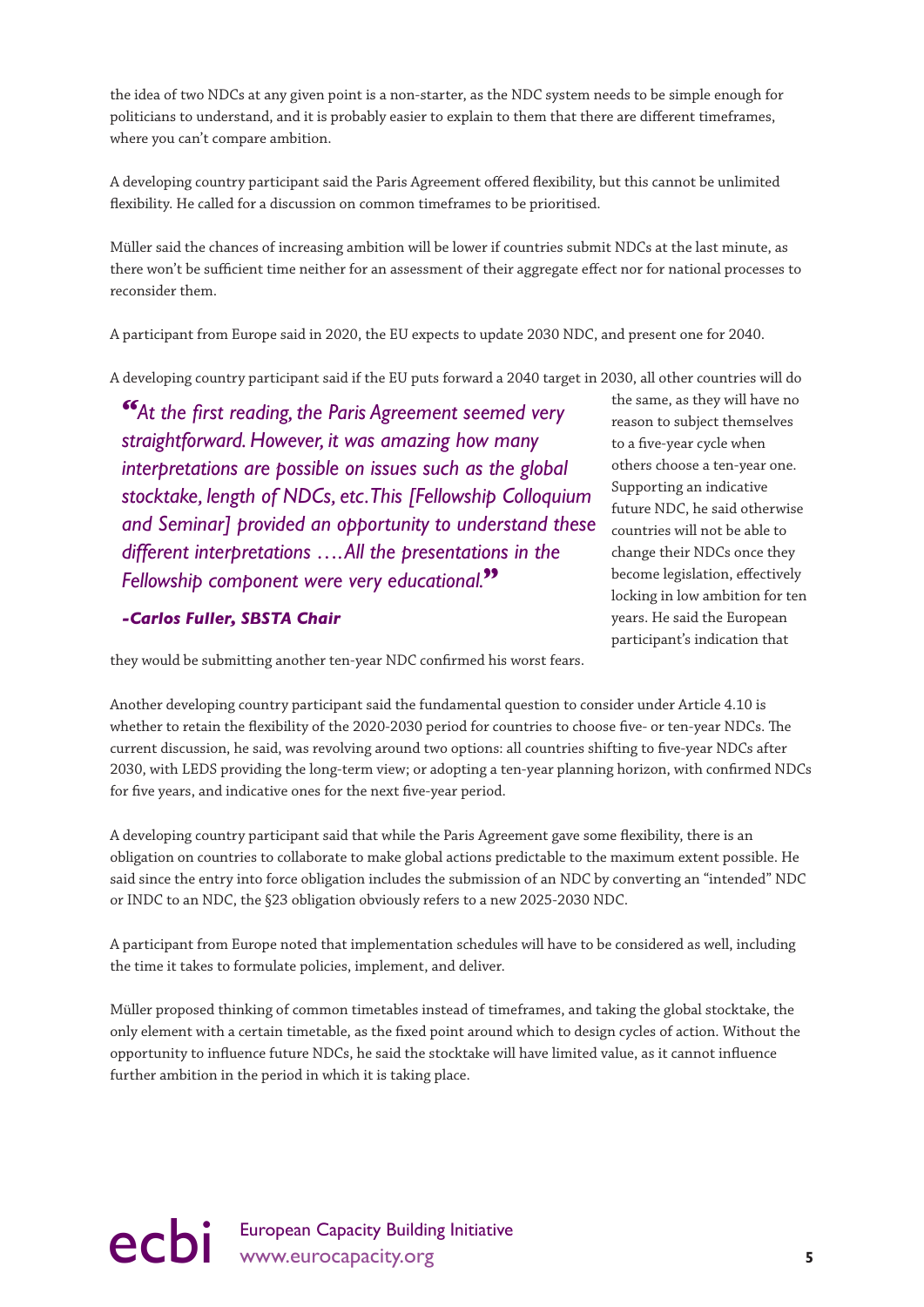the idea of two NDCs at any given point is a non-starter, as the NDC system needs to be simple enough for politicians to understand, and it is probably easier to explain to them that there are different timeframes, where you can't compare ambition.

A developing country participant said the Paris Agreement offered flexibility, but this cannot be unlimited flexibility. He called for a discussion on common timeframes to be prioritised.

Müller said the chances of increasing ambition will be lower if countries submit NDCs at the last minute, as there won't be sufficient time neither for an assessment of their aggregate effect nor for national processes to reconsider them.

A participant from Europe said in 2020, the EU expects to update 2030 NDC, and present one for 2040.

A developing country participant said if the EU puts forward a 2040 target in 2030, all other countries will do the same, as they will have no reason to subject themselves to a five-year cycle when others choose a ten-year one. Supporting an indicative future NDC, he said otherwise countries will not be able to change their NDCs once they become legislation, effectively locking in low ambition for ten years. He said the European participant's indication that they would be submitting another ten-year NDC confirmed his worst fears.

> ***"At the first reading, the Paris Agreement seemed very straightforward. However, it was amazing how many interpretations are possible on issues such as the global stocktake, length of NDCs, etc. This [Fellowship Colloquium and Seminar] provided an opportunity to understand these different interpretations ….All the presentations in the Fellowship component were very educational."***
>
> ***-Carlos Fuller, SBSTA Chair***

Another developing country participant said the fundamental question to consider under Article 4.10 is whether to retain the flexibility of the 2020-2030 period for countries to choose five- or ten-year NDCs. The current discussion, he said, was revolving around two options: all countries shifting to five-year NDCs after 2030, with LEDS providing the long-term view; or adopting a ten-year planning horizon, with confirmed NDCs for five years, and indicative ones for the next five-year period.

A developing country participant said that while the Paris Agreement gave some flexibility, there is an obligation on countries to collaborate to make global actions predictable to the maximum extent possible. He said since the entry into force obligation includes the submission of an NDC by converting an "intended" NDC or INDC to an NDC, the §23 obligation obviously refers to a new 2025-2030 NDC.

A participant from Europe noted that implementation schedules will have to be considered as well, including the time it takes to formulate policies, implement, and deliver.

Müller proposed thinking of common timetables instead of timeframes, and taking the global stocktake, the only element with a certain timetable, as the fixed point around which to design cycles of action. Without the opportunity to influence future NDCs, he said the stocktake will have limited value, as it cannot influence further ambition in the period in which it is taking place.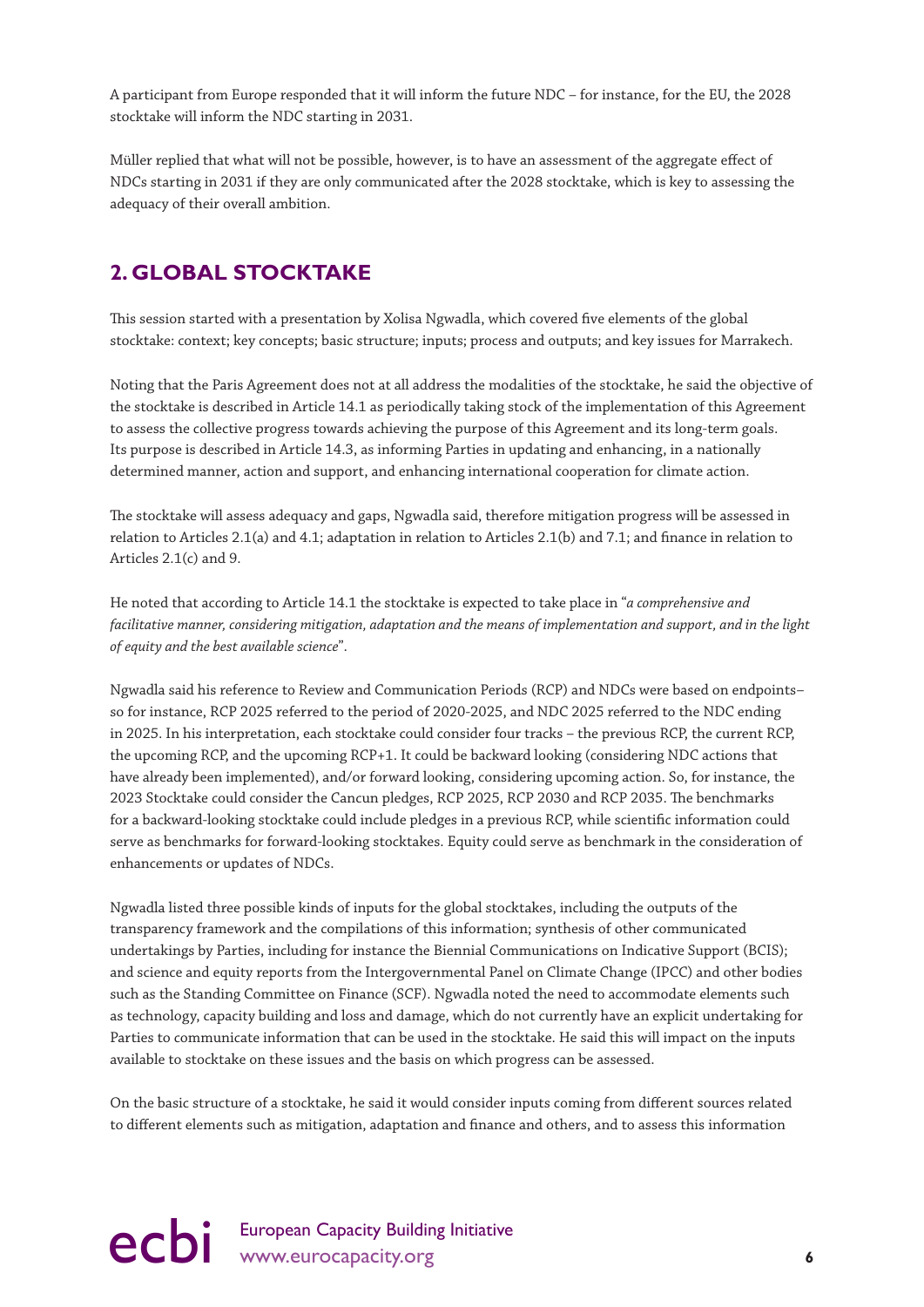A participant from Europe responded that it will inform the future NDC – for instance, for the EU, the 2028 stocktake will inform the NDC starting in 2031.

Müller replied that what will not be possible, however, is to have an assessment of the aggregate effect of NDCs starting in 2031 if they are only communicated after the 2028 stocktake, which is key to assessing the adequacy of their overall ambition.

## 2. GLOBAL STOCKTAKE

This session started with a presentation by Xolisa Ngwadla, which covered five elements of the global stocktake: context; key concepts; basic structure; inputs; process and outputs; and key issues for Marrakech.

Noting that the Paris Agreement does not at all address the modalities of the stocktake, he said the objective of the stocktake is described in Article 14.1 as periodically taking stock of the implementation of this Agreement to assess the collective progress towards achieving the purpose of this Agreement and its long-term goals. Its purpose is described in Article 14.3, as informing Parties in updating and enhancing, in a nationally determined manner, action and support, and enhancing international cooperation for climate action.

The stocktake will assess adequacy and gaps, Ngwadla said, therefore mitigation progress will be assessed in relation to Articles 2.1(a) and 4.1; adaptation in relation to Articles 2.1(b) and 7.1; and finance in relation to Articles 2.1(c) and 9.

He noted that according to Article 14.1 the stocktake is expected to take place in "*a comprehensive and facilitative manner, considering mitigation, adaptation and the means of implementation and support, and in the light of equity and the best available science*".

Ngwadla said his reference to Review and Communication Periods (RCP) and NDCs were based on endpoints– so for instance, RCP 2025 referred to the period of 2020-2025, and NDC 2025 referred to the NDC ending in 2025. In his interpretation, each stocktake could consider four tracks – the previous RCP, the current RCP, the upcoming RCP, and the upcoming RCP+1. It could be backward looking (considering NDC actions that have already been implemented), and/or forward looking, considering upcoming action. So, for instance, the 2023 Stocktake could consider the Cancun pledges, RCP 2025, RCP 2030 and RCP 2035. The benchmarks for a backward-looking stocktake could include pledges in a previous RCP, while scientific information could serve as benchmarks for forward-looking stocktakes. Equity could serve as benchmark in the consideration of enhancements or updates of NDCs.

Ngwadla listed three possible kinds of inputs for the global stocktakes, including the outputs of the transparency framework and the compilations of this information; synthesis of other communicated undertakings by Parties, including for instance the Biennial Communications on Indicative Support (BCIS); and science and equity reports from the Intergovernmental Panel on Climate Change (IPCC) and other bodies such as the Standing Committee on Finance (SCF). Ngwadla noted the need to accommodate elements such as technology, capacity building and loss and damage, which do not currently have an explicit undertaking for Parties to communicate information that can be used in the stocktake. He said this will impact on the inputs available to stocktake on these issues and the basis on which progress can be assessed.

On the basic structure of a stocktake, he said it would consider inputs coming from different sources related to different elements such as mitigation, adaptation and finance and others, and to assess this information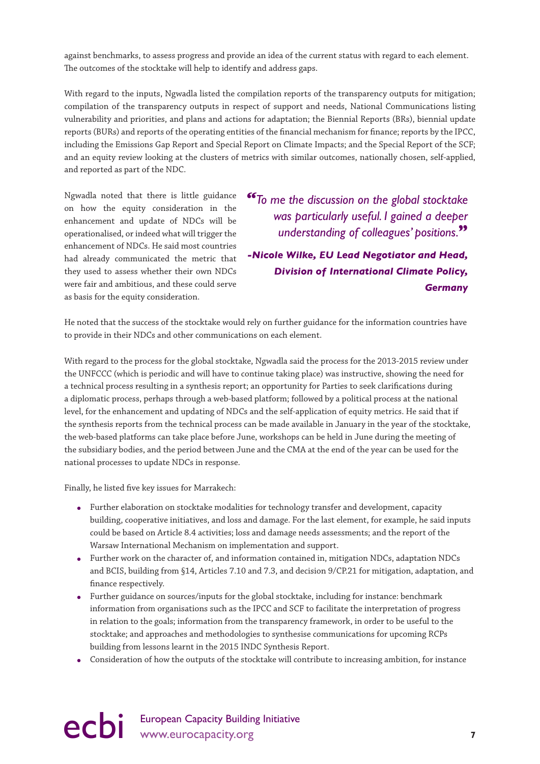against benchmarks, to assess progress and provide an idea of the current status with regard to each element. The outcomes of the stocktake will help to identify and address gaps.

With regard to the inputs, Ngwadla listed the compilation reports of the transparency outputs for mitigation; compilation of the transparency outputs in respect of support and needs, National Communications listing vulnerability and priorities, and plans and actions for adaptation; the Biennial Reports (BRs), biennial update reports (BURs) and reports of the operating entities of the financial mechanism for finance; reports by the IPCC, including the Emissions Gap Report and Special Report on Climate Impacts; and the Special Report of the SCF; and an equity review looking at the clusters of metrics with similar outcomes, nationally chosen, self-applied, and reported as part of the NDC.

Ngwadla noted that there is little guidance on how the equity consideration in the enhancement and update of NDCs will be operationalised, or indeed what will trigger the enhancement of NDCs. He said most countries had already communicated the metric that they used to assess whether their own NDCs were fair and ambitious, and these could serve as basis for the equity consideration.

> *"To me the discussion on the global stocktake was particularly useful. I gained a deeper understanding of colleagues' positions."*
>
> ***-Nicole Wilke, EU Lead Negotiator and Head, Division of International Climate Policy, Germany***

He noted that the success of the stocktake would rely on further guidance for the information countries have to provide in their NDCs and other communications on each element.

With regard to the process for the global stocktake, Ngwadla said the process for the 2013-2015 review under the UNFCCC (which is periodic and will have to continue taking place) was instructive, showing the need for a technical process resulting in a synthesis report; an opportunity for Parties to seek clarifications during a diplomatic process, perhaps through a web-based platform; followed by a political process at the national level, for the enhancement and updating of NDCs and the self-application of equity metrics. He said that if the synthesis reports from the technical process can be made available in January in the year of the stocktake, the web-based platforms can take place before June, workshops can be held in June during the meeting of the subsidiary bodies, and the period between June and the CMA at the end of the year can be used for the national processes to update NDCs in response.

Finally, he listed five key issues for Marrakech:

- Further elaboration on stocktake modalities for technology transfer and development, capacity building, cooperative initiatives, and loss and damage. For the last element, for example, he said inputs could be based on Article 8.4 activities; loss and damage needs assessments; and the report of the Warsaw International Mechanism on implementation and support.
- Further work on the character of, and information contained in, mitigation NDCs, adaptation NDCs and BCIS, building from §14, Articles 7.10 and 7.3, and decision 9/CP.21 for mitigation, adaptation, and finance respectively.
- Further guidance on sources/inputs for the global stocktake, including for instance: benchmark information from organisations such as the IPCC and SCF to facilitate the interpretation of progress in relation to the goals; information from the transparency framework, in order to be useful to the stocktake; and approaches and methodologies to synthesise communications for upcoming RCPs building from lessons learnt in the 2015 INDC Synthesis Report.
- Consideration of how the outputs of the stocktake will contribute to increasing ambition, for instance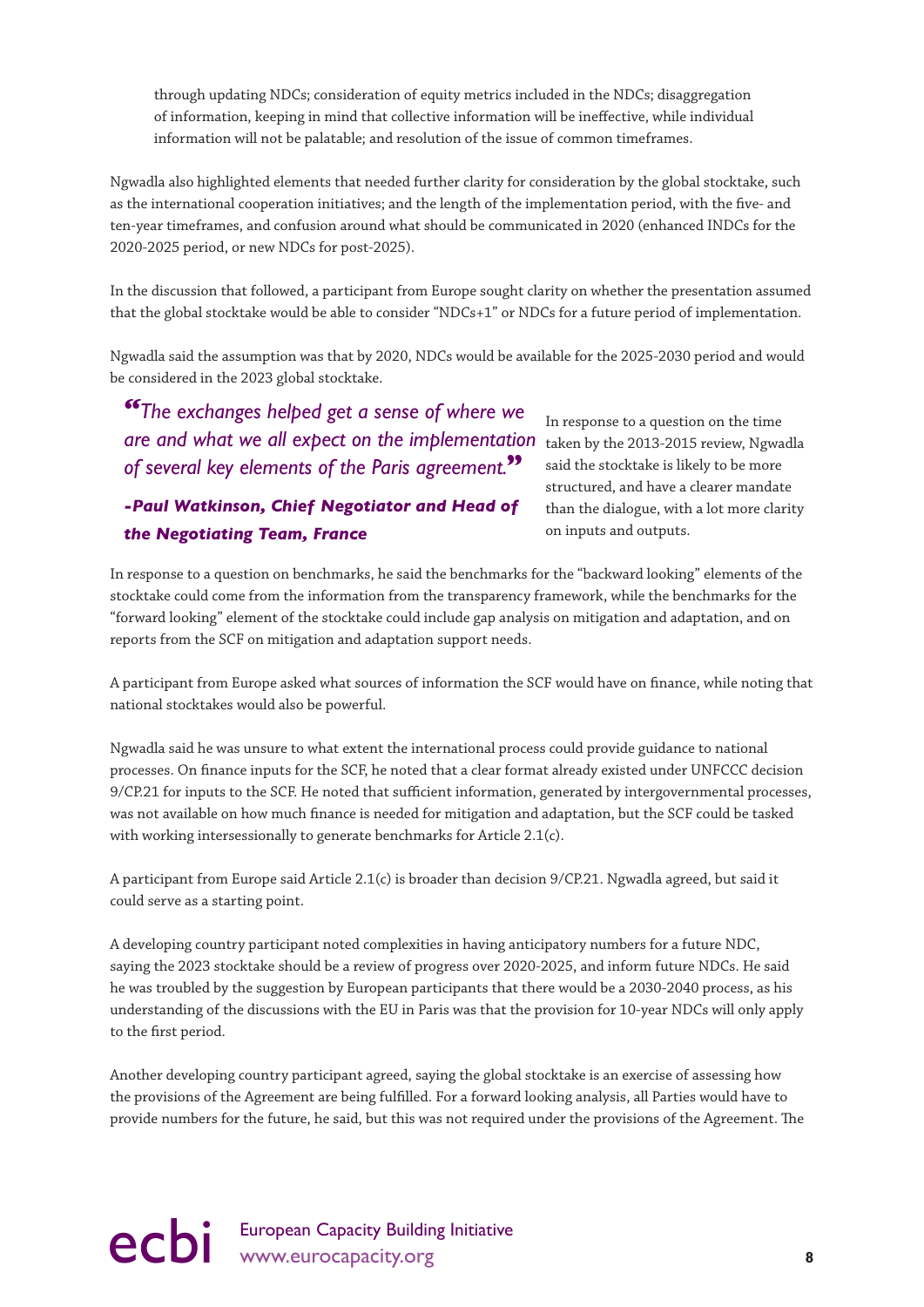through updating NDCs; consideration of equity metrics included in the NDCs; disaggregation of information, keeping in mind that collective information will be ineffective, while individual information will not be palatable; and resolution of the issue of common timeframes.

Ngwadla also highlighted elements that needed further clarity for consideration by the global stocktake, such as the international cooperation initiatives; and the length of the implementation period, with the five- and ten-year timeframes, and confusion around what should be communicated in 2020 (enhanced INDCs for the 2020-2025 period, or new NDCs for post-2025).

In the discussion that followed, a participant from Europe sought clarity on whether the presentation assumed that the global stocktake would be able to consider "NDCs+1" or NDCs for a future period of implementation.

Ngwadla said the assumption was that by 2020, NDCs would be available for the 2025-2030 period and would be considered in the 2023 global stocktake.

> *"The exchanges helped get a sense of where we are and what we all expect on the implementation of several key elements of the Paris agreement."*
>
> ***-Paul Watkinson, Chief Negotiator and Head of the Negotiating Team, France***

In response to a question on the time taken by the 2013-2015 review, Ngwadla said the stocktake is likely to be more structured, and have a clearer mandate than the dialogue, with a lot more clarity on inputs and outputs.

In response to a question on benchmarks, he said the benchmarks for the "backward looking" elements of the stocktake could come from the information from the transparency framework, while the benchmarks for the "forward looking" element of the stocktake could include gap analysis on mitigation and adaptation, and on reports from the SCF on mitigation and adaptation support needs.

A participant from Europe asked what sources of information the SCF would have on finance, while noting that national stocktakes would also be powerful.

Ngwadla said he was unsure to what extent the international process could provide guidance to national processes. On finance inputs for the SCF, he noted that a clear format already existed under UNFCCC decision 9/CP.21 for inputs to the SCF. He noted that sufficient information, generated by intergovernmental processes, was not available on how much finance is needed for mitigation and adaptation, but the SCF could be tasked with working intersessionally to generate benchmarks for Article 2.1(c).

A participant from Europe said Article 2.1(c) is broader than decision 9/CP.21. Ngwadla agreed, but said it could serve as a starting point.

A developing country participant noted complexities in having anticipatory numbers for a future NDC, saying the 2023 stocktake should be a review of progress over 2020-2025, and inform future NDCs. He said he was troubled by the suggestion by European participants that there would be a 2030-2040 process, as his understanding of the discussions with the EU in Paris was that the provision for 10-year NDCs will only apply to the first period.

Another developing country participant agreed, saying the global stocktake is an exercise of assessing how the provisions of the Agreement are being fulfilled. For a forward looking analysis, all Parties would have to provide numbers for the future, he said, but this was not required under the provisions of the Agreement. The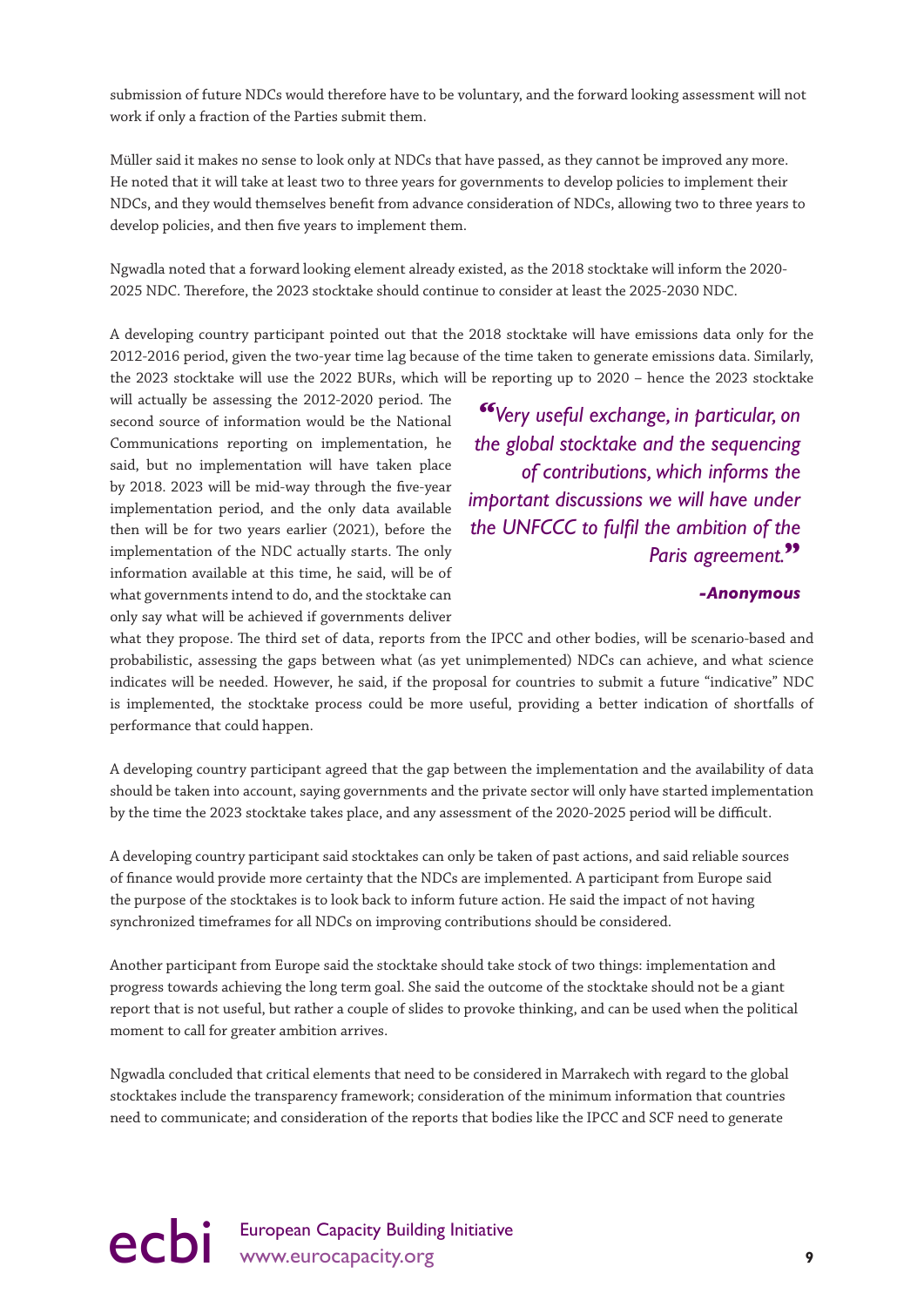submission of future NDCs would therefore have to be voluntary, and the forward looking assessment will not work if only a fraction of the Parties submit them.

Müller said it makes no sense to look only at NDCs that have passed, as they cannot be improved any more. He noted that it will take at least two to three years for governments to develop policies to implement their NDCs, and they would themselves benefit from advance consideration of NDCs, allowing two to three years to develop policies, and then five years to implement them.

Ngwadla noted that a forward looking element already existed, as the 2018 stocktake will inform the 2020-2025 NDC. Therefore, the 2023 stocktake should continue to consider at least the 2025-2030 NDC.

A developing country participant pointed out that the 2018 stocktake will have emissions data only for the 2012-2016 period, given the two-year time lag because of the time taken to generate emissions data. Similarly, the 2023 stocktake will use the 2022 BURs, which will be reporting up to 2020 – hence the 2023 stocktake will actually be assessing the 2012-2020 period. The second source of information would be the National Communications reporting on implementation, he said, but no implementation will have taken place by 2018. 2023 will be mid-way through the five-year implementation period, and the only data available then will be for two years earlier (2021), before the implementation of the NDC actually starts. The only information available at this time, he said, will be of what governments intend to do, and the stocktake can only say what will be achieved if governments deliver what they propose. The third set of data, reports from the IPCC and other bodies, will be scenario-based and probabilistic, assessing the gaps between what (as yet unimplemented) NDCs can achieve, and what science indicates will be needed. However, he said, if the proposal for countries to submit a future "indicative" NDC is implemented, the stocktake process could be more useful, providing a better indication of shortfalls of performance that could happen.

> *"Very useful exchange, in particular, on the global stocktake and the sequencing of contributions, which informs the important discussions we will have under the UNFCCC to fulfil the ambition of the Paris agreement."*
>
> ***-Anonymous***

A developing country participant agreed that the gap between the implementation and the availability of data should be taken into account, saying governments and the private sector will only have started implementation by the time the 2023 stocktake takes place, and any assessment of the 2020-2025 period will be difficult.

A developing country participant said stocktakes can only be taken of past actions, and said reliable sources of finance would provide more certainty that the NDCs are implemented. A participant from Europe said the purpose of the stocktakes is to look back to inform future action. He said the impact of not having synchronized timeframes for all NDCs on improving contributions should be considered.

Another participant from Europe said the stocktake should take stock of two things: implementation and progress towards achieving the long term goal. She said the outcome of the stocktake should not be a giant report that is not useful, but rather a couple of slides to provoke thinking, and can be used when the political moment to call for greater ambition arrives.

Ngwadla concluded that critical elements that need to be considered in Marrakech with regard to the global stocktakes include the transparency framework; consideration of the minimum information that countries need to communicate; and consideration of the reports that bodies like the IPCC and SCF need to generate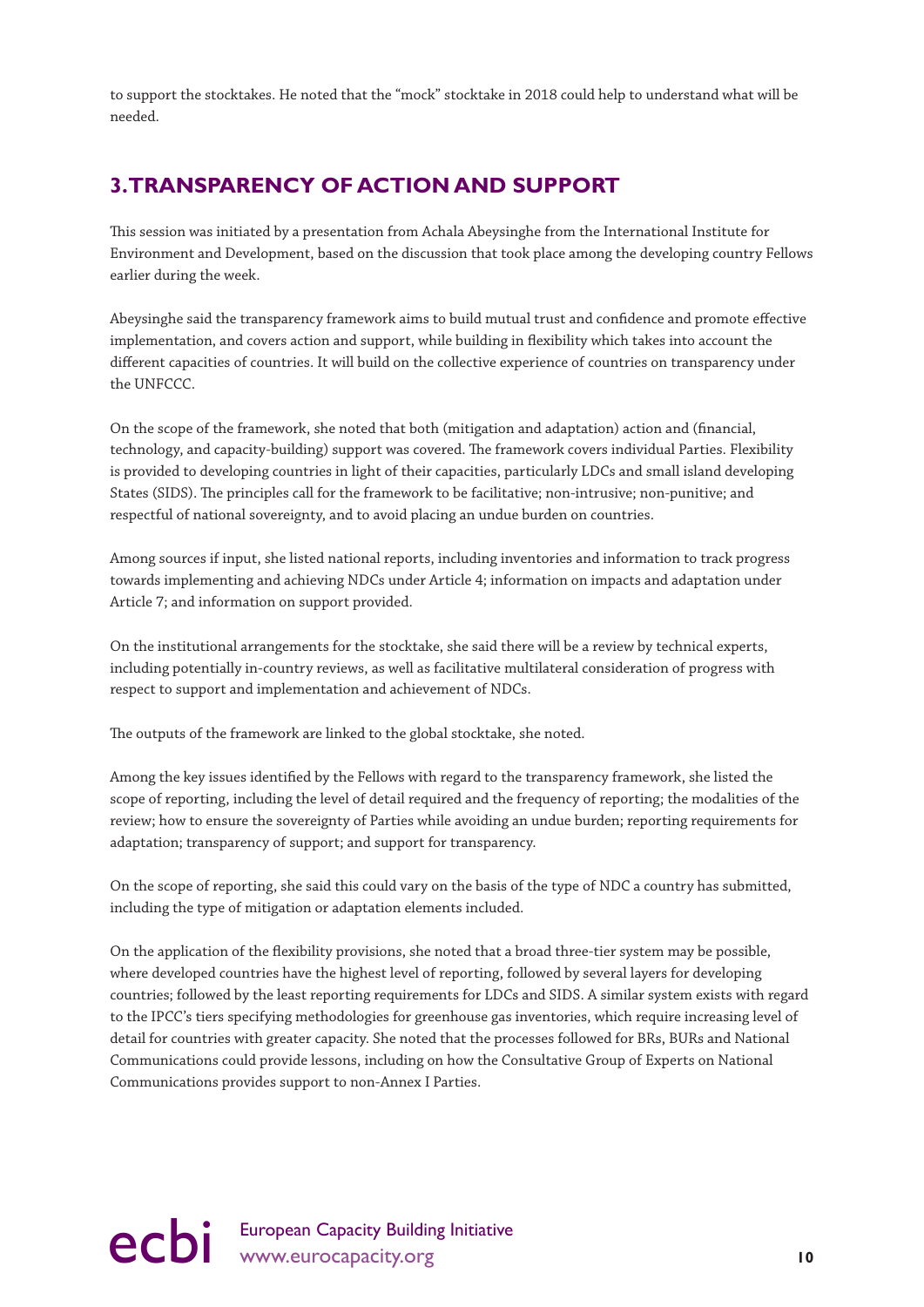to support the stocktakes. He noted that the "mock" stocktake in 2018 could help to understand what will be needed.

## 3. TRANSPARENCY OF ACTION AND SUPPORT

This session was initiated by a presentation from Achala Abeysinghe from the International Institute for Environment and Development, based on the discussion that took place among the developing country Fellows earlier during the week.

Abeysinghe said the transparency framework aims to build mutual trust and confidence and promote effective implementation, and covers action and support, while building in flexibility which takes into account the different capacities of countries. It will build on the collective experience of countries on transparency under the UNFCCC.

On the scope of the framework, she noted that both (mitigation and adaptation) action and (financial, technology, and capacity-building) support was covered. The framework covers individual Parties. Flexibility is provided to developing countries in light of their capacities, particularly LDCs and small island developing States (SIDS). The principles call for the framework to be facilitative; non-intrusive; non-punitive; and respectful of national sovereignty, and to avoid placing an undue burden on countries.

Among sources if input, she listed national reports, including inventories and information to track progress towards implementing and achieving NDCs under Article 4; information on impacts and adaptation under Article 7; and information on support provided.

On the institutional arrangements for the stocktake, she said there will be a review by technical experts, including potentially in-country reviews, as well as facilitative multilateral consideration of progress with respect to support and implementation and achievement of NDCs.

The outputs of the framework are linked to the global stocktake, she noted.

Among the key issues identified by the Fellows with regard to the transparency framework, she listed the scope of reporting, including the level of detail required and the frequency of reporting; the modalities of the review; how to ensure the sovereignty of Parties while avoiding an undue burden; reporting requirements for adaptation; transparency of support; and support for transparency.

On the scope of reporting, she said this could vary on the basis of the type of NDC a country has submitted, including the type of mitigation or adaptation elements included.

On the application of the flexibility provisions, she noted that a broad three-tier system may be possible, where developed countries have the highest level of reporting, followed by several layers for developing countries; followed by the least reporting requirements for LDCs and SIDS. A similar system exists with regard to the IPCC's tiers specifying methodologies for greenhouse gas inventories, which require increasing level of detail for countries with greater capacity. She noted that the processes followed for BRs, BURs and National Communications could provide lessons, including on how the Consultative Group of Experts on National Communications provides support to non-Annex I Parties.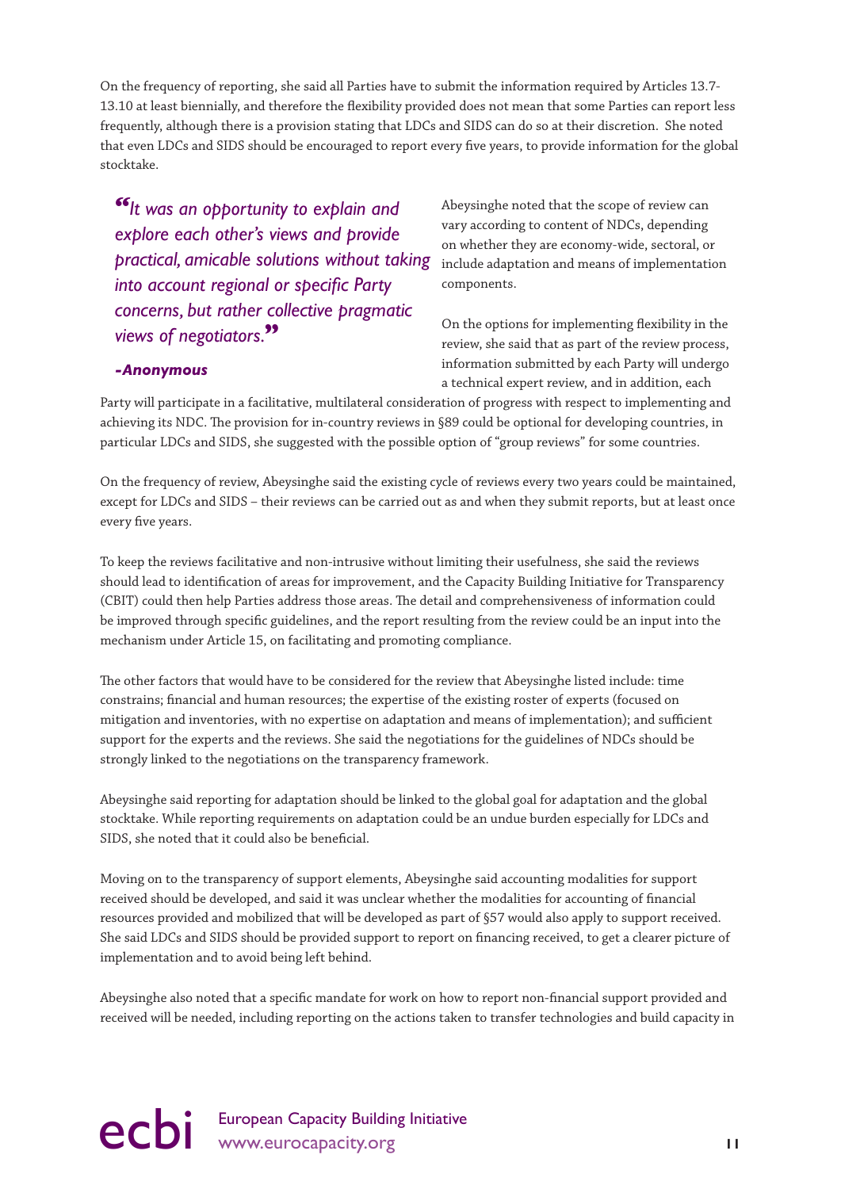On the frequency of reporting, she said all Parties have to submit the information required by Articles 13.7-13.10 at least biennially, and therefore the flexibility provided does not mean that some Parties can report less frequently, although there is a provision stating that LDCs and SIDS can do so at their discretion. She noted that even LDCs and SIDS should be encouraged to report every five years, to provide information for the global stocktake.

> ***"It was an opportunity to explain and explore each other's views and provide practical, amicable solutions without taking into account regional or specific Party concerns, but rather collective pragmatic views of negotiators."***
>
> ***-Anonymous***

Abeysinghe noted that the scope of review can vary according to content of NDCs, depending on whether they are economy-wide, sectoral, or include adaptation and means of implementation components.

On the options for implementing flexibility in the review, she said that as part of the review process, information submitted by each Party will undergo a technical expert review, and in addition, each Party will participate in a facilitative, multilateral consideration of progress with respect to implementing and achieving its NDC. The provision for in-country reviews in §89 could be optional for developing countries, in particular LDCs and SIDS, she suggested with the possible option of "group reviews" for some countries.

On the frequency of review, Abeysinghe said the existing cycle of reviews every two years could be maintained, except for LDCs and SIDS – their reviews can be carried out as and when they submit reports, but at least once every five years.

To keep the reviews facilitative and non-intrusive without limiting their usefulness, she said the reviews should lead to identification of areas for improvement, and the Capacity Building Initiative for Transparency (CBIT) could then help Parties address those areas. The detail and comprehensiveness of information could be improved through specific guidelines, and the report resulting from the review could be an input into the mechanism under Article 15, on facilitating and promoting compliance.

The other factors that would have to be considered for the review that Abeysinghe listed include: time constrains; financial and human resources; the expertise of the existing roster of experts (focused on mitigation and inventories, with no expertise on adaptation and means of implementation); and sufficient support for the experts and the reviews. She said the negotiations for the guidelines of NDCs should be strongly linked to the negotiations on the transparency framework.

Abeysinghe said reporting for adaptation should be linked to the global goal for adaptation and the global stocktake. While reporting requirements on adaptation could be an undue burden especially for LDCs and SIDS, she noted that it could also be beneficial.

Moving on to the transparency of support elements, Abeysinghe said accounting modalities for support received should be developed, and said it was unclear whether the modalities for accounting of financial resources provided and mobilized that will be developed as part of §57 would also apply to support received. She said LDCs and SIDS should be provided support to report on financing received, to get a clearer picture of implementation and to avoid being left behind.

Abeysinghe also noted that a specific mandate for work on how to report non-financial support provided and received will be needed, including reporting on the actions taken to transfer technologies and build capacity in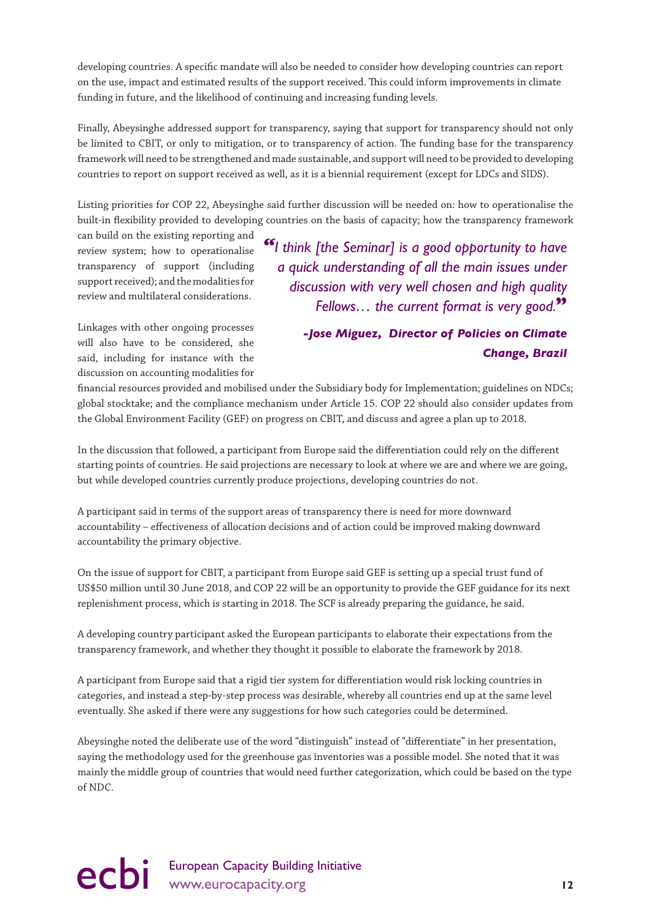developing countries. A specific mandate will also be needed to consider how developing countries can report on the use, impact and estimated results of the support received. This could inform improvements in climate funding in future, and the likelihood of continuing and increasing funding levels.

Finally, Abeysinghe addressed support for transparency, saying that support for transparency should not only be limited to CBIT, or only to mitigation, or to transparency of action. The funding base for the transparency framework will need to be strengthened and made sustainable, and support will need to be provided to developing countries to report on support received as well, as it is a biennial requirement (except for LDCs and SIDS).

Listing priorities for COP 22, Abeysinghe said further discussion will be needed on: how to operationalise the built-in flexibility provided to developing countries on the basis of capacity; how the transparency framework can build on the existing reporting and review system; how to operationalise transparency of support (including support received); and the modalities for review and multilateral considerations.

> *"I think [the Seminar] is a good opportunity to have a quick understanding of all the main issues under discussion with very well chosen and high quality Fellows… the current format is very good."*
>
> ***-Jose Miguez, Director of Policies on Climate Change, Brazil***

Linkages with other ongoing processes will also have to be considered, she said, including for instance with the discussion on accounting modalities for financial resources provided and mobilised under the Subsidiary body for Implementation; guidelines on NDCs; global stocktake; and the compliance mechanism under Article 15. COP 22 should also consider updates from the Global Environment Facility (GEF) on progress on CBIT, and discuss and agree a plan up to 2018.

In the discussion that followed, a participant from Europe said the differentiation could rely on the different starting points of countries. He said projections are necessary to look at where we are and where we are going, but while developed countries currently produce projections, developing countries do not.

A participant said in terms of the support areas of transparency there is need for more downward accountability – effectiveness of allocation decisions and of action could be improved making downward accountability the primary objective.

On the issue of support for CBIT, a participant from Europe said GEF is setting up a special trust fund of US$50 million until 30 June 2018, and COP 22 will be an opportunity to provide the GEF guidance for its next replenishment process, which is starting in 2018. The SCF is already preparing the guidance, he said.

A developing country participant asked the European participants to elaborate their expectations from the transparency framework, and whether they thought it possible to elaborate the framework by 2018.

A participant from Europe said that a rigid tier system for differentiation would risk locking countries in categories, and instead a step-by-step process was desirable, whereby all countries end up at the same level eventually. She asked if there were any suggestions for how such categories could be determined.

Abeysinghe noted the deliberate use of the word "distinguish" instead of "differentiate" in her presentation, saying the methodology used for the greenhouse gas inventories was a possible model. She noted that it was mainly the middle group of countries that would need further categorization, which could be based on the type of NDC.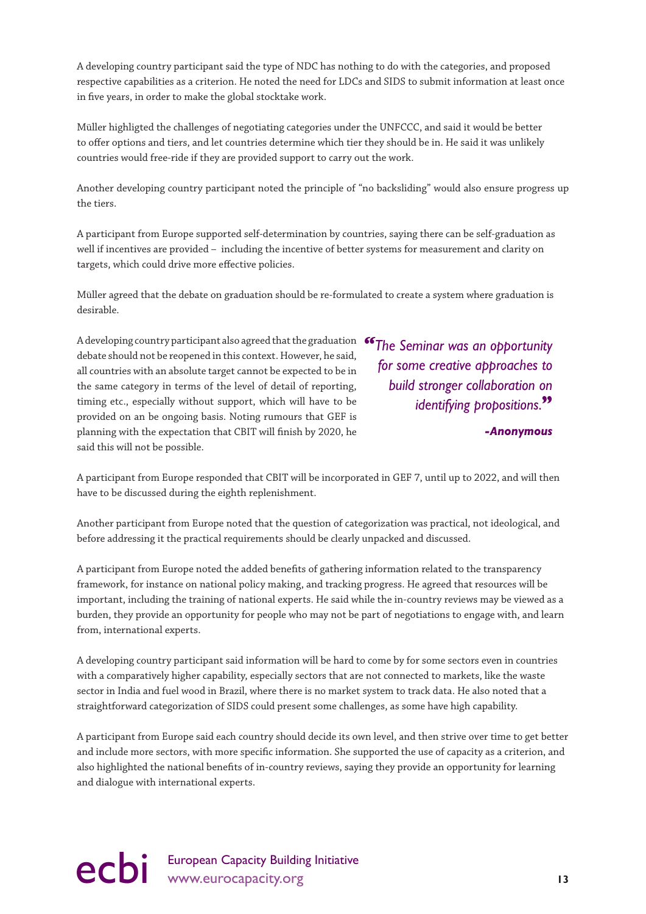A developing country participant said the type of NDC has nothing to do with the categories, and proposed respective capabilities as a criterion. He noted the need for LDCs and SIDS to submit information at least once in five years, in order to make the global stocktake work.

Müller highligted the challenges of negotiating categories under the UNFCCC, and said it would be better to offer options and tiers, and let countries determine which tier they should be in. He said it was unlikely countries would free-ride if they are provided support to carry out the work.

Another developing country participant noted the principle of "no backsliding" would also ensure progress up the tiers.

A participant from Europe supported self-determination by countries, saying there can be self-graduation as well if incentives are provided – including the incentive of better systems for measurement and clarity on targets, which could drive more effective policies.

Müller agreed that the debate on graduation should be re-formulated to create a system where graduation is desirable.

A developing country participant also agreed that the graduation debate should not be reopened in this context. However, he said, all countries with an absolute target cannot be expected to be in the same category in terms of the level of detail of reporting, timing etc., especially without support, which will have to be provided on an be ongoing basis. Noting rumours that GEF is planning with the expectation that CBIT will finish by 2020, he said this will not be possible.

> *"The Seminar was an opportunity for some creative approaches to build stronger collaboration on identifying propositions."*
>
> ***-Anonymous***

A participant from Europe responded that CBIT will be incorporated in GEF 7, until up to 2022, and will then have to be discussed during the eighth replenishment.

Another participant from Europe noted that the question of categorization was practical, not ideological, and before addressing it the practical requirements should be clearly unpacked and discussed.

A participant from Europe noted the added benefits of gathering information related to the transparency framework, for instance on national policy making, and tracking progress. He agreed that resources will be important, including the training of national experts. He said while the in-country reviews may be viewed as a burden, they provide an opportunity for people who may not be part of negotiations to engage with, and learn from, international experts.

A developing country participant said information will be hard to come by for some sectors even in countries with a comparatively higher capability, especially sectors that are not connected to markets, like the waste sector in India and fuel wood in Brazil, where there is no market system to track data. He also noted that a straightforward categorization of SIDS could present some challenges, as some have high capability.

A participant from Europe said each country should decide its own level, and then strive over time to get better and include more sectors, with more specific information. She supported the use of capacity as a criterion, and also highlighted the national benefits of in-country reviews, saying they provide an opportunity for learning and dialogue with international experts.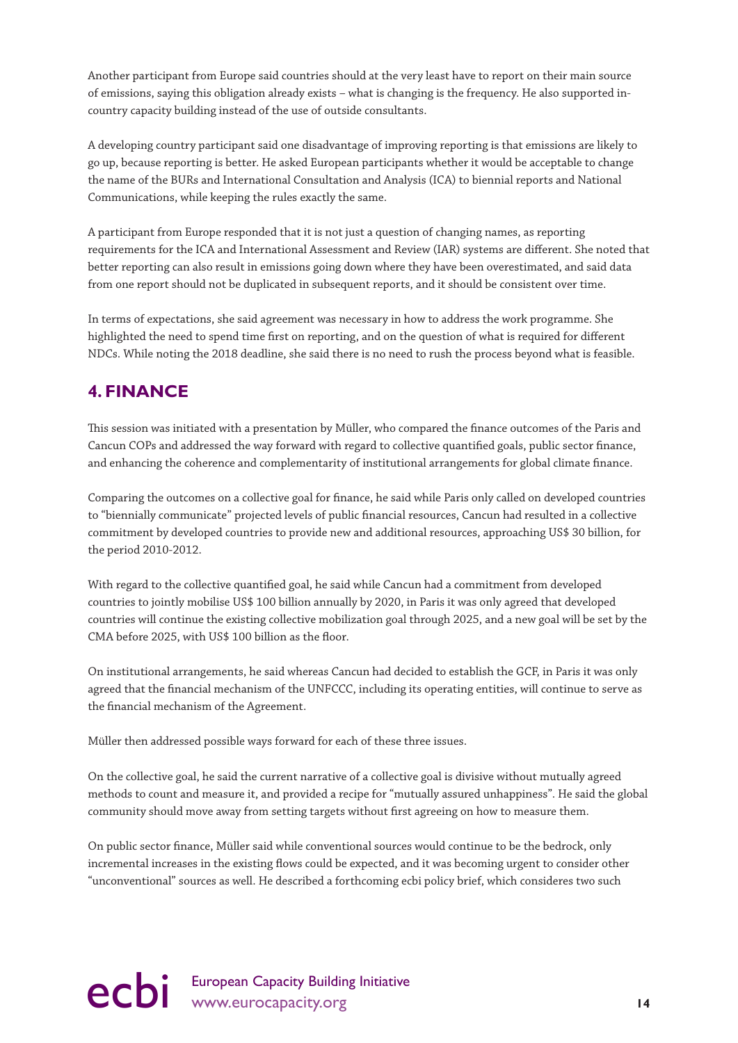Another participant from Europe said countries should at the very least have to report on their main source of emissions, saying this obligation already exists – what is changing is the frequency. He also supported in-country capacity building instead of the use of outside consultants.

A developing country participant said one disadvantage of improving reporting is that emissions are likely to go up, because reporting is better. He asked European participants whether it would be acceptable to change the name of the BURs and International Consultation and Analysis (ICA) to biennial reports and National Communications, while keeping the rules exactly the same.

A participant from Europe responded that it is not just a question of changing names, as reporting requirements for the ICA and International Assessment and Review (IAR) systems are different. She noted that better reporting can also result in emissions going down where they have been overestimated, and said data from one report should not be duplicated in subsequent reports, and it should be consistent over time.

In terms of expectations, she said agreement was necessary in how to address the work programme. She highlighted the need to spend time first on reporting, and on the question of what is required for different NDCs. While noting the 2018 deadline, she said there is no need to rush the process beyond what is feasible.

## 4. FINANCE

This session was initiated with a presentation by Müller, who compared the finance outcomes of the Paris and Cancun COPs and addressed the way forward with regard to collective quantified goals, public sector finance, and enhancing the coherence and complementarity of institutional arrangements for global climate finance.

Comparing the outcomes on a collective goal for finance, he said while Paris only called on developed countries to "biennially communicate" projected levels of public financial resources, Cancun had resulted in a collective commitment by developed countries to provide new and additional resources, approaching US$ 30 billion, for the period 2010-2012.

With regard to the collective quantified goal, he said while Cancun had a commitment from developed countries to jointly mobilise US$ 100 billion annually by 2020, in Paris it was only agreed that developed countries will continue the existing collective mobilization goal through 2025, and a new goal will be set by the CMA before 2025, with US$ 100 billion as the floor.

On institutional arrangements, he said whereas Cancun had decided to establish the GCF, in Paris it was only agreed that the financial mechanism of the UNFCCC, including its operating entities, will continue to serve as the financial mechanism of the Agreement.

Müller then addressed possible ways forward for each of these three issues.

On the collective goal, he said the current narrative of a collective goal is divisive without mutually agreed methods to count and measure it, and provided a recipe for "mutually assured unhappiness". He said the global community should move away from setting targets without first agreeing on how to measure them.

On public sector finance, Müller said while conventional sources would continue to be the bedrock, only incremental increases in the existing flows could be expected, and it was becoming urgent to consider other "unconventional" sources as well. He described a forthcoming ecbi policy brief, which consideres two such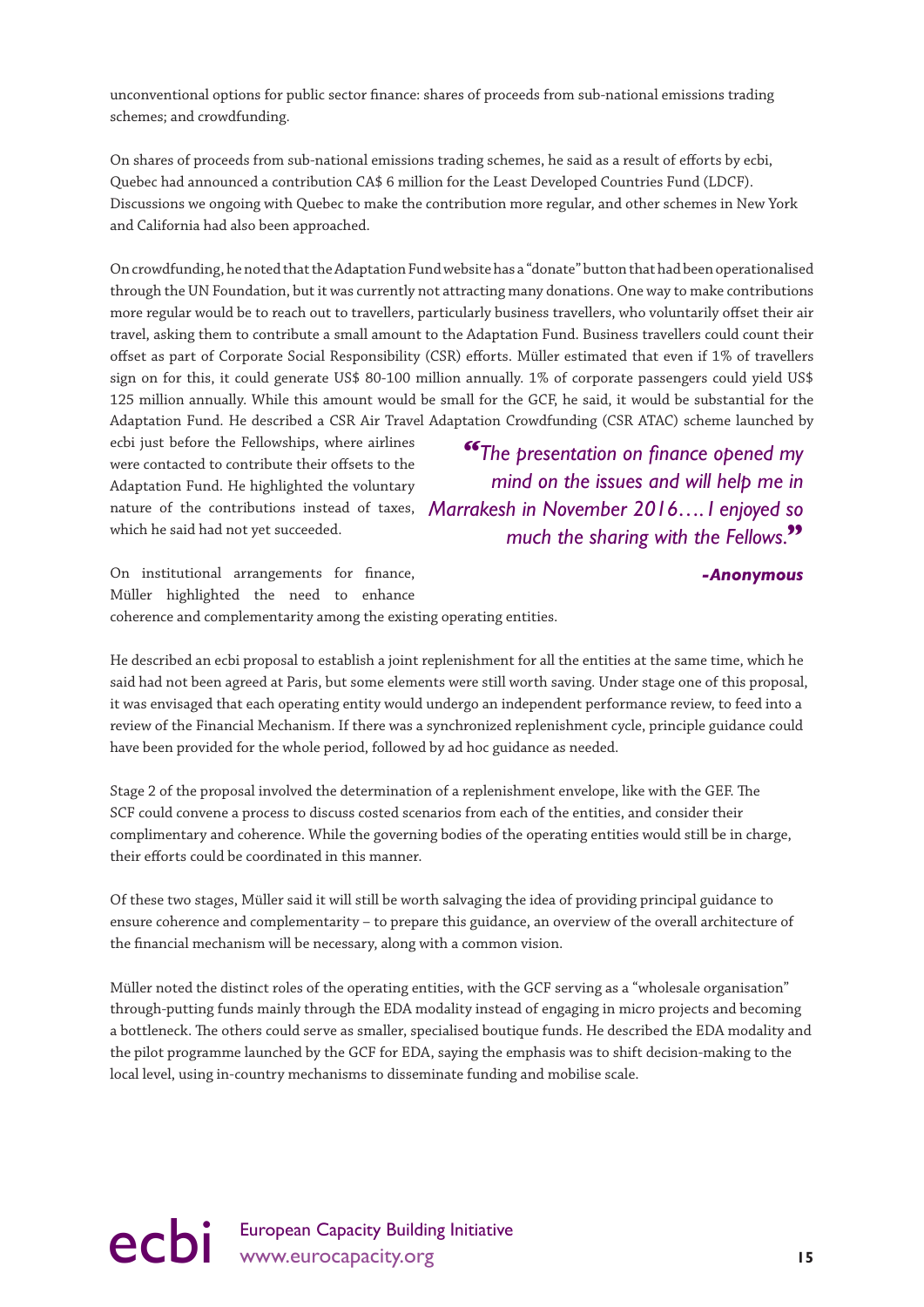unconventional options for public sector finance: shares of proceeds from sub-national emissions trading schemes; and crowdfunding.

On shares of proceeds from sub-national emissions trading schemes, he said as a result of efforts by ecbi, Quebec had announced a contribution CA$ 6 million for the Least Developed Countries Fund (LDCF). Discussions we ongoing with Quebec to make the contribution more regular, and other schemes in New York and California had also been approached.

On crowdfunding, he noted that the Adaptation Fund website has a "donate" button that had been operationalised through the UN Foundation, but it was currently not attracting many donations. One way to make contributions more regular would be to reach out to travellers, particularly business travellers, who voluntarily offset their air travel, asking them to contribute a small amount to the Adaptation Fund. Business travellers could count their offset as part of Corporate Social Responsibility (CSR) efforts. Müller estimated that even if 1% of travellers sign on for this, it could generate US$ 80-100 million annually. 1% of corporate passengers could yield US$ 125 million annually. While this amount would be small for the GCF, he said, it would be substantial for the Adaptation Fund. He described a CSR Air Travel Adaptation Crowdfunding (CSR ATAC) scheme launched by ecbi just before the Fellowships, where airlines were contacted to contribute their offsets to the Adaptation Fund. He highlighted the voluntary nature of the contributions instead of taxes, which he said had not yet succeeded.

> *"The presentation on finance opened my mind on the issues and will help me in Marrakesh in November 2016…. I enjoyed so much the sharing with the Fellows."*
>
> ***-Anonymous***

On institutional arrangements for finance, Müller highlighted the need to enhance coherence and complementarity among the existing operating entities.

He described an ecbi proposal to establish a joint replenishment for all the entities at the same time, which he said had not been agreed at Paris, but some elements were still worth saving. Under stage one of this proposal, it was envisaged that each operating entity would undergo an independent performance review, to feed into a review of the Financial Mechanism. If there was a synchronized replenishment cycle, principle guidance could have been provided for the whole period, followed by ad hoc guidance as needed.

Stage 2 of the proposal involved the determination of a replenishment envelope, like with the GEF. The SCF could convene a process to discuss costed scenarios from each of the entities, and consider their complimentary and coherence. While the governing bodies of the operating entities would still be in charge, their efforts could be coordinated in this manner.

Of these two stages, Müller said it will still be worth salvaging the idea of providing principal guidance to ensure coherence and complementarity – to prepare this guidance, an overview of the overall architecture of the financial mechanism will be necessary, along with a common vision.

Müller noted the distinct roles of the operating entities, with the GCF serving as a "wholesale organisation" through-putting funds mainly through the EDA modality instead of engaging in micro projects and becoming a bottleneck. The others could serve as smaller, specialised boutique funds. He described the EDA modality and the pilot programme launched by the GCF for EDA, saying the emphasis was to shift decision-making to the local level, using in-country mechanisms to disseminate funding and mobilise scale.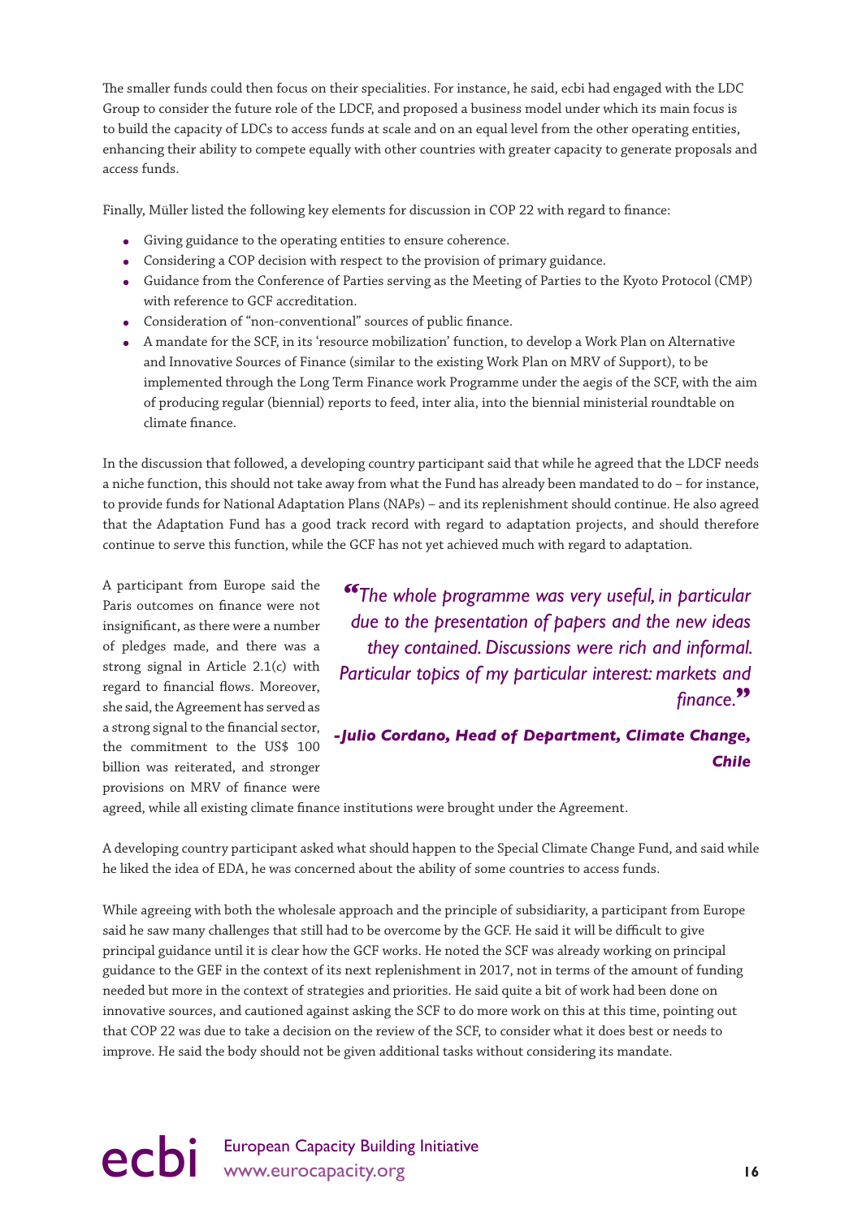The smaller funds could then focus on their specialities. For instance, he said, ecbi had engaged with the LDC Group to consider the future role of the LDCF, and proposed a business model under which its main focus is to build the capacity of LDCs to access funds at scale and on an equal level from the other operating entities, enhancing their ability to compete equally with other countries with greater capacity to generate proposals and access funds.

Finally, Müller listed the following key elements for discussion in COP 22 with regard to finance:

- Giving guidance to the operating entities to ensure coherence.
- Considering a COP decision with respect to the provision of primary guidance.
- Guidance from the Conference of Parties serving as the Meeting of Parties to the Kyoto Protocol (CMP) with reference to GCF accreditation.
- Consideration of "non-conventional" sources of public finance.
- A mandate for the SCF, in its 'resource mobilization' function, to develop a Work Plan on Alternative and Innovative Sources of Finance (similar to the existing Work Plan on MRV of Support), to be implemented through the Long Term Finance work Programme under the aegis of the SCF, with the aim of producing regular (biennial) reports to feed, inter alia, into the biennial ministerial roundtable on climate finance.

In the discussion that followed, a developing country participant said that while he agreed that the LDCF needs a niche function, this should not take away from what the Fund has already been mandated to do – for instance, to provide funds for National Adaptation Plans (NAPs) – and its replenishment should continue. He also agreed that the Adaptation Fund has a good track record with regard to adaptation projects, and should therefore continue to serve this function, while the GCF has not yet achieved much with regard to adaptation.

A participant from Europe said the Paris outcomes on finance were not insignificant, as there were a number of pledges made, and there was a strong signal in Article 2.1(c) with regard to financial flows. Moreover, she said, the Agreement has served as a strong signal to the financial sector, the commitment to the US$ 100 billion was reiterated, and stronger provisions on MRV of finance were agreed, while all existing climate finance institutions were brought under the Agreement.

> *"The whole programme was very useful, in particular due to the presentation of papers and the new ideas they contained. Discussions were rich and informal. Particular topics of my particular interest: markets and finance."*
>
> ***-Julio Cordano, Head of Department, Climate Change, Chile***

A developing country participant asked what should happen to the Special Climate Change Fund, and said while he liked the idea of EDA, he was concerned about the ability of some countries to access funds.

While agreeing with both the wholesale approach and the principle of subsidiarity, a participant from Europe said he saw many challenges that still had to be overcome by the GCF. He said it will be difficult to give principal guidance until it is clear how the GCF works. He noted the SCF was already working on principal guidance to the GEF in the context of its next replenishment in 2017, not in terms of the amount of funding needed but more in the context of strategies and priorities. He said quite a bit of work had been done on innovative sources, and cautioned against asking the SCF to do more work on this at this time, pointing out that COP 22 was due to take a decision on the review of the SCF, to consider what it does best or needs to improve. He said the body should not be given additional tasks without considering its mandate.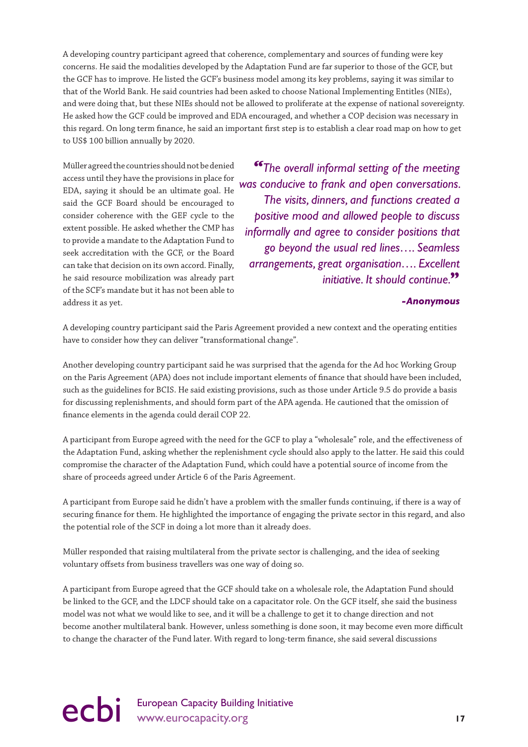A developing country participant agreed that coherence, complementary and sources of funding were key concerns. He said the modalities developed by the Adaptation Fund are far superior to those of the GCF, but the GCF has to improve. He listed the GCF's business model among its key problems, saying it was similar to that of the World Bank. He said countries had been asked to choose National Implementing Entitles (NIEs), and were doing that, but these NIEs should not be allowed to proliferate at the expense of national sovereignty. He asked how the GCF could be improved and EDA encouraged, and whether a COP decision was necessary in this regard. On long term finance, he said an important first step is to establish a clear road map on how to get to US$ 100 billion annually by 2020.

Müller agreed the countries should not be denied access until they have the provisions in place for EDA, saying it should be an ultimate goal. He said the GCF Board should be encouraged to consider coherence with the GEF cycle to the extent possible. He asked whether the CMP has to provide a mandate to the Adaptation Fund to seek accreditation with the GCF, or the Board can take that decision on its own accord. Finally, he said resource mobilization was already part of the SCF's mandate but it has not been able to address it as yet.

> *"The overall informal setting of the meeting was conducive to frank and open conversations. The visits, dinners, and functions created a positive mood and allowed people to discuss informally and agree to consider positions that go beyond the usual red lines…. Seamless arrangements, great organisation…. Excellent initiative. It should continue."*
>
> ***-Anonymous***

A developing country participant said the Paris Agreement provided a new context and the operating entities have to consider how they can deliver "transformational change".

Another developing country participant said he was surprised that the agenda for the Ad hoc Working Group on the Paris Agreement (APA) does not include important elements of finance that should have been included, such as the guidelines for BCIS. He said existing provisions, such as those under Article 9.5 do provide a basis for discussing replenishments, and should form part of the APA agenda. He cautioned that the omission of finance elements in the agenda could derail COP 22.

A participant from Europe agreed with the need for the GCF to play a "wholesale" role, and the effectiveness of the Adaptation Fund, asking whether the replenishment cycle should also apply to the latter. He said this could compromise the character of the Adaptation Fund, which could have a potential source of income from the share of proceeds agreed under Article 6 of the Paris Agreement.

A participant from Europe said he didn't have a problem with the smaller funds continuing, if there is a way of securing finance for them. He highlighted the importance of engaging the private sector in this regard, and also the potential role of the SCF in doing a lot more than it already does.

Müller responded that raising multilateral from the private sector is challenging, and the idea of seeking voluntary offsets from business travellers was one way of doing so.

A participant from Europe agreed that the GCF should take on a wholesale role, the Adaptation Fund should be linked to the GCF, and the LDCF should take on a capacitator role. On the GCF itself, she said the business model was not what we would like to see, and it will be a challenge to get it to change direction and not become another multilateral bank. However, unless something is done soon, it may become even more difficult to change the character of the Fund later. With regard to long-term finance, she said several discussions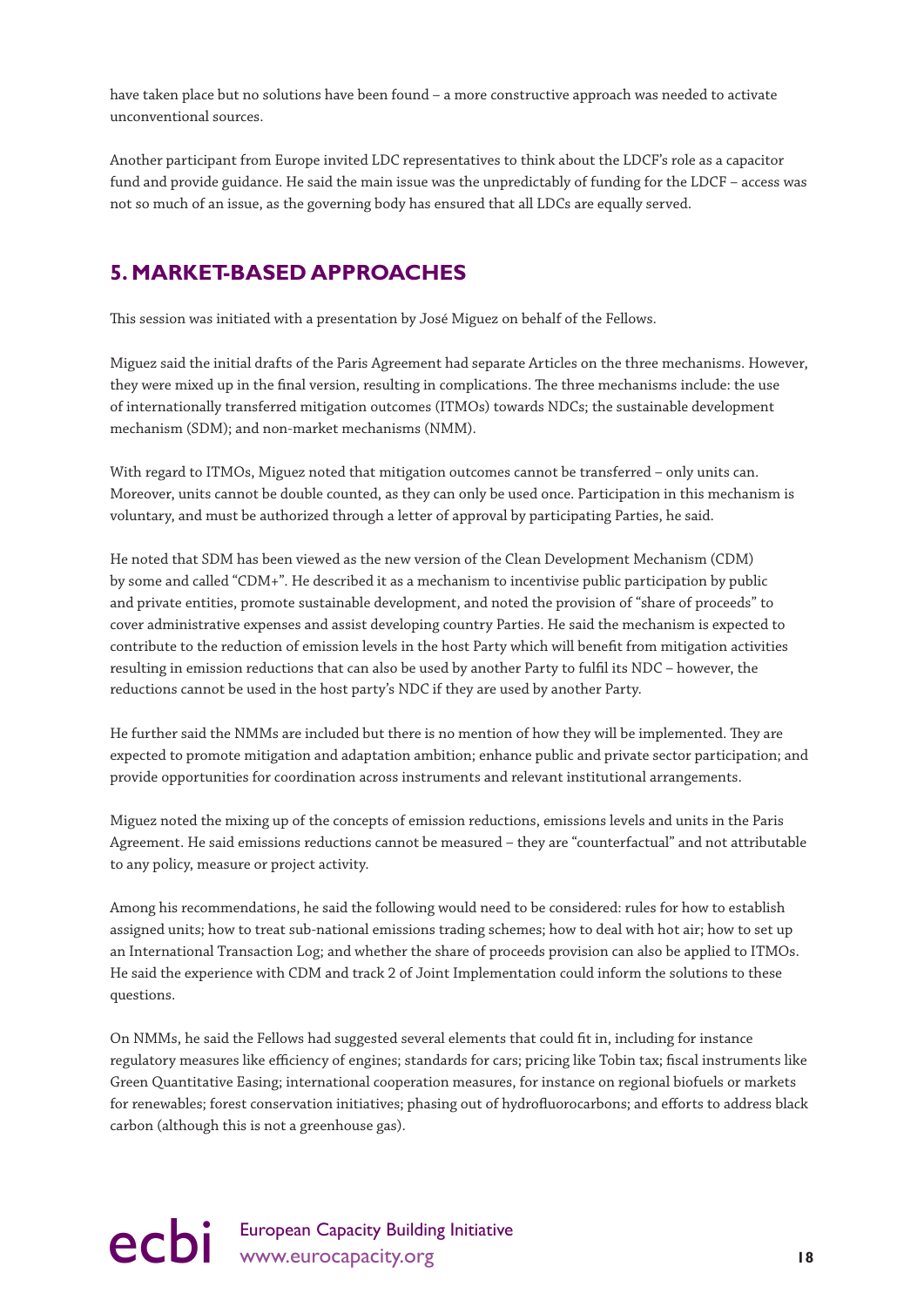have taken place but no solutions have been found – a more constructive approach was needed to activate unconventional sources.

Another participant from Europe invited LDC representatives to think about the LDCF's role as a capacitor fund and provide guidance. He said the main issue was the unpredictably of funding for the LDCF – access was not so much of an issue, as the governing body has ensured that all LDCs are equally served.

## 5. MARKET-BASED APPROACHES

This session was initiated with a presentation by José Miguez on behalf of the Fellows.

Miguez said the initial drafts of the Paris Agreement had separate Articles on the three mechanisms. However, they were mixed up in the final version, resulting in complications. The three mechanisms include: the use of internationally transferred mitigation outcomes (ITMOs) towards NDCs; the sustainable development mechanism (SDM); and non-market mechanisms (NMM).

With regard to ITMOs, Miguez noted that mitigation outcomes cannot be transferred – only units can. Moreover, units cannot be double counted, as they can only be used once. Participation in this mechanism is voluntary, and must be authorized through a letter of approval by participating Parties, he said.

He noted that SDM has been viewed as the new version of the Clean Development Mechanism (CDM) by some and called "CDM+". He described it as a mechanism to incentivise public participation by public and private entities, promote sustainable development, and noted the provision of "share of proceeds" to cover administrative expenses and assist developing country Parties. He said the mechanism is expected to contribute to the reduction of emission levels in the host Party which will benefit from mitigation activities resulting in emission reductions that can also be used by another Party to fulfil its NDC – however, the reductions cannot be used in the host party's NDC if they are used by another Party.

He further said the NMMs are included but there is no mention of how they will be implemented. They are expected to promote mitigation and adaptation ambition; enhance public and private sector participation; and provide opportunities for coordination across instruments and relevant institutional arrangements.

Miguez noted the mixing up of the concepts of emission reductions, emissions levels and units in the Paris Agreement. He said emissions reductions cannot be measured – they are "counterfactual" and not attributable to any policy, measure or project activity.

Among his recommendations, he said the following would need to be considered: rules for how to establish assigned units; how to treat sub-national emissions trading schemes; how to deal with hot air; how to set up an International Transaction Log; and whether the share of proceeds provision can also be applied to ITMOs. He said the experience with CDM and track 2 of Joint Implementation could inform the solutions to these questions.

On NMMs, he said the Fellows had suggested several elements that could fit in, including for instance regulatory measures like efficiency of engines; standards for cars; pricing like Tobin tax; fiscal instruments like Green Quantitative Easing; international cooperation measures, for instance on regional biofuels or markets for renewables; forest conservation initiatives; phasing out of hydrofluorocarbons; and efforts to address black carbon (although this is not a greenhouse gas).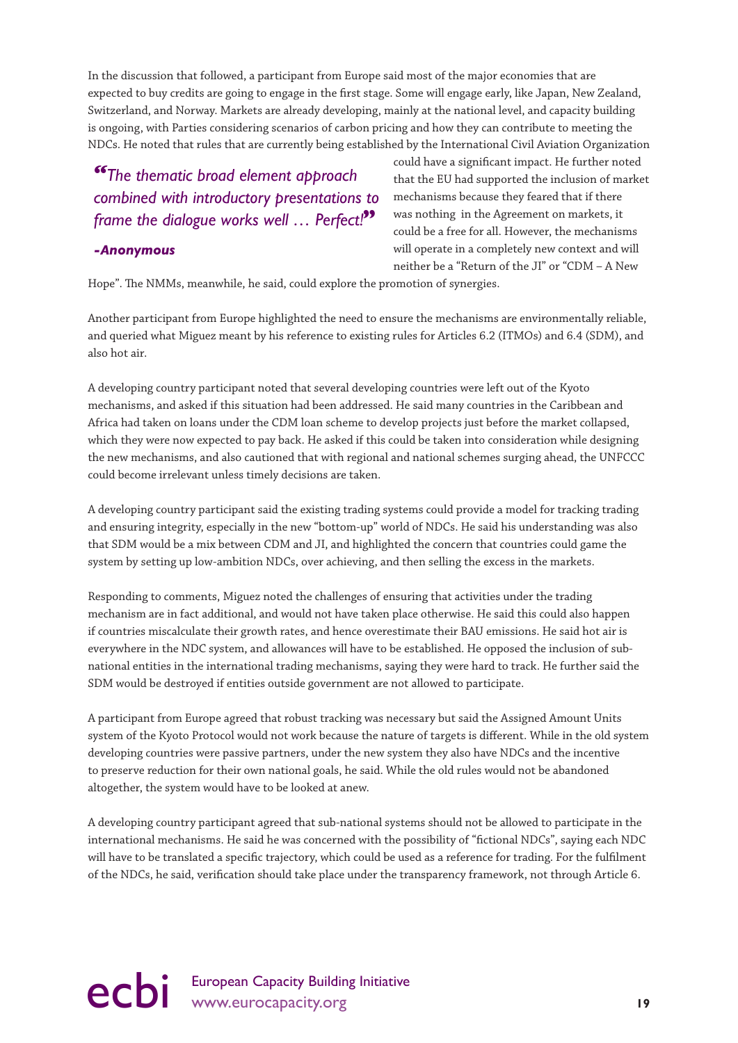In the discussion that followed, a participant from Europe said most of the major economies that are expected to buy credits are going to engage in the first stage. Some will engage early, like Japan, New Zealand, Switzerland, and Norway. Markets are already developing, mainly at the national level, and capacity building is ongoing, with Parties considering scenarios of carbon pricing and how they can contribute to meeting the NDCs. He noted that rules that are currently being established by the International Civil Aviation Organization could have a significant impact. He further noted that the EU had supported the inclusion of market mechanisms because they feared that if there was nothing in the Agreement on markets, it could be a free for all. However, the mechanisms will operate in a completely new context and will neither be a "Return of the JI" or "CDM – A New Hope". The NMMs, meanwhile, he said, could explore the promotion of synergies.

> *"The thematic broad element approach combined with introductory presentations to frame the dialogue works well … Perfect!"*
>
> ***-Anonymous***

Another participant from Europe highlighted the need to ensure the mechanisms are environmentally reliable, and queried what Miguez meant by his reference to existing rules for Articles 6.2 (ITMOs) and 6.4 (SDM), and also hot air.

A developing country participant noted that several developing countries were left out of the Kyoto mechanisms, and asked if this situation had been addressed. He said many countries in the Caribbean and Africa had taken on loans under the CDM loan scheme to develop projects just before the market collapsed, which they were now expected to pay back. He asked if this could be taken into consideration while designing the new mechanisms, and also cautioned that with regional and national schemes surging ahead, the UNFCCC could become irrelevant unless timely decisions are taken.

A developing country participant said the existing trading systems could provide a model for tracking trading and ensuring integrity, especially in the new "bottom-up" world of NDCs. He said his understanding was also that SDM would be a mix between CDM and JI, and highlighted the concern that countries could game the system by setting up low-ambition NDCs, over achieving, and then selling the excess in the markets.

Responding to comments, Miguez noted the challenges of ensuring that activities under the trading mechanism are in fact additional, and would not have taken place otherwise. He said this could also happen if countries miscalculate their growth rates, and hence overestimate their BAU emissions. He said hot air is everywhere in the NDC system, and allowances will have to be established. He opposed the inclusion of sub-national entities in the international trading mechanisms, saying they were hard to track. He further said the SDM would be destroyed if entities outside government are not allowed to participate.

A participant from Europe agreed that robust tracking was necessary but said the Assigned Amount Units system of the Kyoto Protocol would not work because the nature of targets is different. While in the old system developing countries were passive partners, under the new system they also have NDCs and the incentive to preserve reduction for their own national goals, he said. While the old rules would not be abandoned altogether, the system would have to be looked at anew.

A developing country participant agreed that sub-national systems should not be allowed to participate in the international mechanisms. He said he was concerned with the possibility of "fictional NDCs", saying each NDC will have to be translated a specific trajectory, which could be used as a reference for trading. For the fulfilment of the NDCs, he said, verification should take place under the transparency framework, not through Article 6.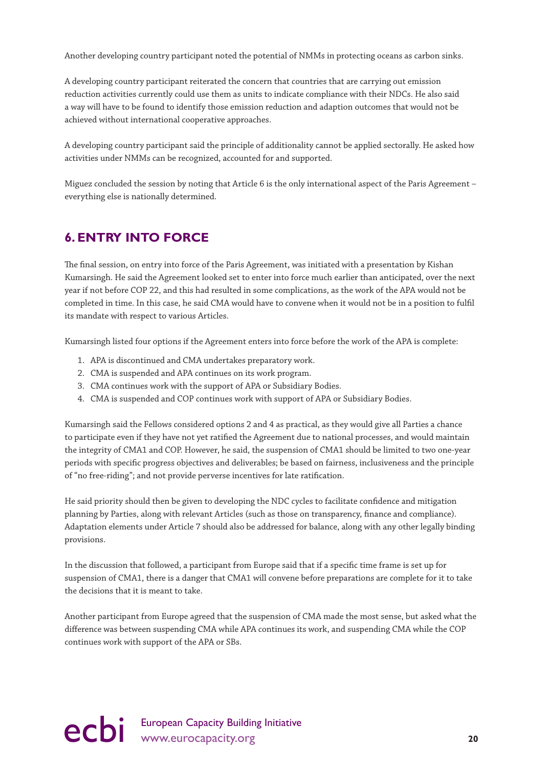Another developing country participant noted the potential of NMMs in protecting oceans as carbon sinks.

A developing country participant reiterated the concern that countries that are carrying out emission reduction activities currently could use them as units to indicate compliance with their NDCs. He also said a way will have to be found to identify those emission reduction and adaption outcomes that would not be achieved without international cooperative approaches.

A developing country participant said the principle of additionality cannot be applied sectorally. He asked how activities under NMMs can be recognized, accounted for and supported.

Miguez concluded the session by noting that Article 6 is the only international aspect of the Paris Agreement – everything else is nationally determined.

## 6. ENTRY INTO FORCE

The final session, on entry into force of the Paris Agreement, was initiated with a presentation by Kishan Kumarsingh. He said the Agreement looked set to enter into force much earlier than anticipated, over the next year if not before COP 22, and this had resulted in some complications, as the work of the APA would not be completed in time. In this case, he said CMA would have to convene when it would not be in a position to fulfil its mandate with respect to various Articles.

Kumarsingh listed four options if the Agreement enters into force before the work of the APA is complete:

1. APA is discontinued and CMA undertakes preparatory work.
2. CMA is suspended and APA continues on its work program.
3. CMA continues work with the support of APA or Subsidiary Bodies.
4. CMA is suspended and COP continues work with support of APA or Subsidiary Bodies.

Kumarsingh said the Fellows considered options 2 and 4 as practical, as they would give all Parties a chance to participate even if they have not yet ratified the Agreement due to national processes, and would maintain the integrity of CMA1 and COP. However, he said, the suspension of CMA1 should be limited to two one-year periods with specific progress objectives and deliverables; be based on fairness, inclusiveness and the principle of "no free-riding"; and not provide perverse incentives for late ratification.

He said priority should then be given to developing the NDC cycles to facilitate confidence and mitigation planning by Parties, along with relevant Articles (such as those on transparency, finance and compliance). Adaptation elements under Article 7 should also be addressed for balance, along with any other legally binding provisions.

In the discussion that followed, a participant from Europe said that if a specific time frame is set up for suspension of CMA1, there is a danger that CMA1 will convene before preparations are complete for it to take the decisions that it is meant to take.

Another participant from Europe agreed that the suspension of CMA made the most sense, but asked what the difference was between suspending CMA while APA continues its work, and suspending CMA while the COP continues work with support of the APA or SBs.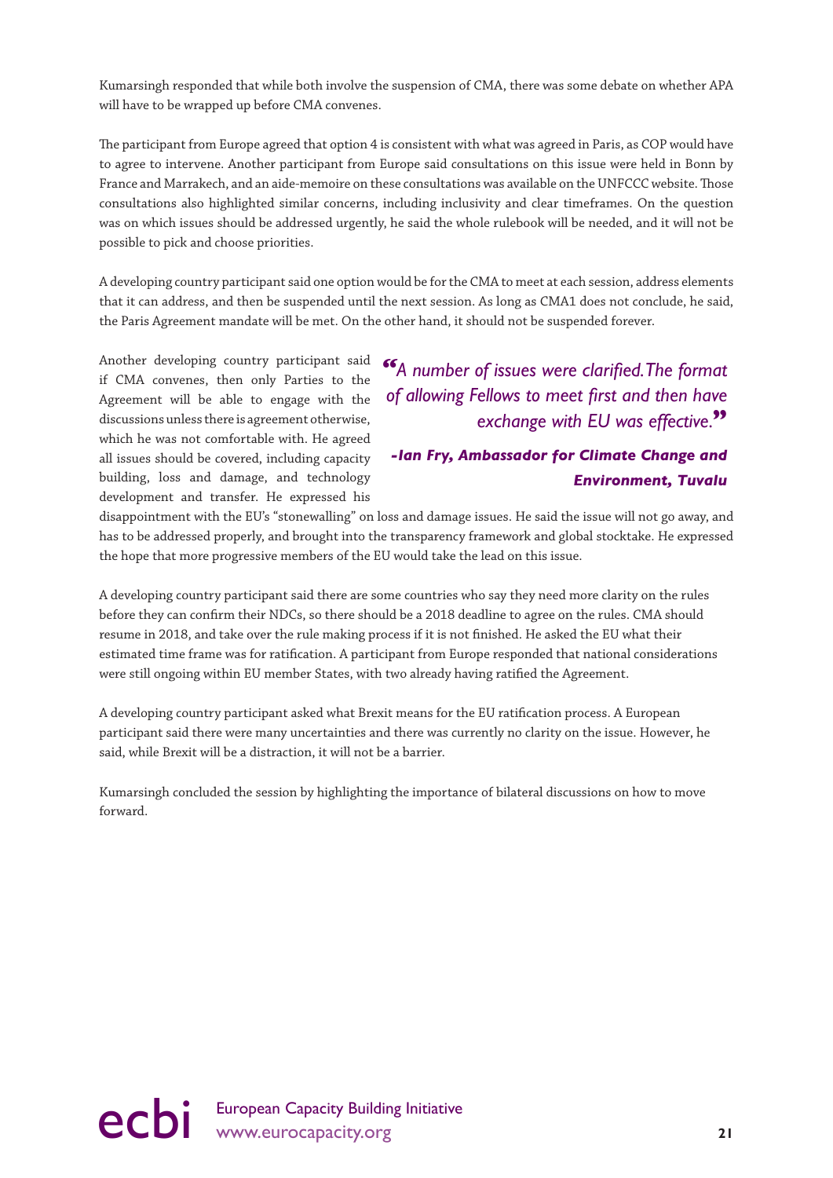Kumarsingh responded that while both involve the suspension of CMA, there was some debate on whether APA will have to be wrapped up before CMA convenes.

The participant from Europe agreed that option 4 is consistent with what was agreed in Paris, as COP would have to agree to intervene. Another participant from Europe said consultations on this issue were held in Bonn by France and Marrakech, and an aide-memoire on these consultations was available on the UNFCCC website. Those consultations also highlighted similar concerns, including inclusivity and clear timeframes. On the question was on which issues should be addressed urgently, he said the whole rulebook will be needed, and it will not be possible to pick and choose priorities.

A developing country participant said one option would be for the CMA to meet at each session, address elements that it can address, and then be suspended until the next session. As long as CMA1 does not conclude, he said, the Paris Agreement mandate will be met. On the other hand, it should not be suspended forever.

Another developing country participant said if CMA convenes, then only Parties to the Agreement will be able to engage with the discussions unless there is agreement otherwise, which he was not comfortable with. He agreed all issues should be covered, including capacity building, loss and damage, and technology development and transfer. He expressed his disappointment with the EU's "stonewalling" on loss and damage issues. He said the issue will not go away, and has to be addressed properly, and brought into the transparency framework and global stocktake. He expressed the hope that more progressive members of the EU would take the lead on this issue.

> *"A number of issues were clarified. The format of allowing Fellows to meet first and then have exchange with EU was effective."*
>
> ***-Ian Fry, Ambassador for Climate Change and Environment, Tuvalu***

A developing country participant said there are some countries who say they need more clarity on the rules before they can confirm their NDCs, so there should be a 2018 deadline to agree on the rules. CMA should resume in 2018, and take over the rule making process if it is not finished. He asked the EU what their estimated time frame was for ratification. A participant from Europe responded that national considerations were still ongoing within EU member States, with two already having ratified the Agreement.

A developing country participant asked what Brexit means for the EU ratification process. A European participant said there were many uncertainties and there was currently no clarity on the issue. However, he said, while Brexit will be a distraction, it will not be a barrier.

Kumarsingh concluded the session by highlighting the importance of bilateral discussions on how to move forward.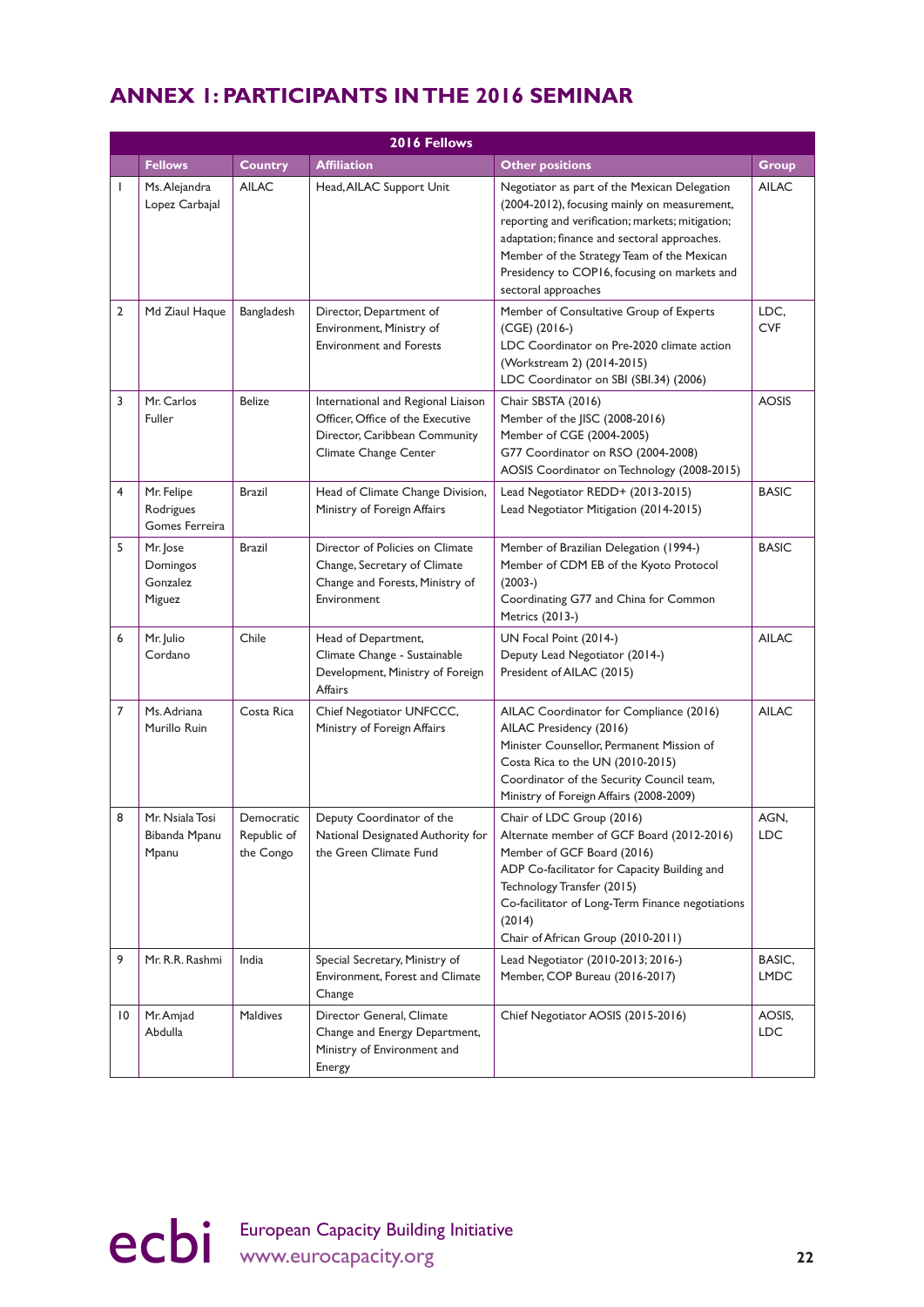## ANNEX 1: PARTICIPANTS IN THE 2016 SEMINAR

| 2016 Fellows | | | | | |
|---|---|---|---|---|---|
| | **Fellows** | **Country** | **Affiliation** | **Other positions** | **Group** |
| 1 | Ms. Alejandra Lopez Carbajal | AILAC | Head, AILAC Support Unit | Negotiator as part of the Mexican Delegation (2004-2012), focusing mainly on measurement, reporting and verification; markets; mitigation; adaptation; finance and sectoral approaches. Member of the Strategy Team of the Mexican Presidency to COP16, focusing on markets and sectoral approaches | AILAC |
| 2 | Md Ziaul Haque | Bangladesh | Director, Department of Environment, Ministry of Environment and Forests | Member of Consultative Group of Experts (CGE) (2016-)<br>LDC Coordinator on Pre-2020 climate action (Workstream 2) (2014-2015)<br>LDC Coordinator on SBI (SBI.34) (2006) | LDC, CVF |
| 3 | Mr. Carlos Fuller | Belize | International and Regional Liaison Officer, Office of the Executive Director, Caribbean Community Climate Change Center | Chair SBSTA (2016)<br>Member of the JISC (2008-2016)<br>Member of CGE (2004-2005)<br>G77 Coordinator on RSO (2004-2008)<br>AOSIS Coordinator on Technology (2008-2015) | AOSIS |
| 4 | Mr. Felipe Rodrigues Gomes Ferreira | Brazil | Head of Climate Change Division, Ministry of Foreign Affairs | Lead Negotiator REDD+ (2013-2015)<br>Lead Negotiator Mitigation (2014-2015) | BASIC |
| 5 | Mr. Jose Domingos Gonzalez Miguez | Brazil | Director of Policies on Climate Change, Secretary of Climate Change and Forests, Ministry of Environment | Member of Brazilian Delegation (1994-)<br>Member of CDM EB of the Kyoto Protocol (2003-)<br>Coordinating G77 and China for Common Metrics (2013-) | BASIC |
| 6 | Mr. Julio Cordano | Chile | Head of Department, Climate Change - Sustainable Development, Ministry of Foreign Affairs | UN Focal Point (2014-)<br>Deputy Lead Negotiator (2014-)<br>President of AILAC (2015) | AILAC |
| 7 | Ms. Adriana Murillo Ruin | Costa Rica | Chief Negotiator UNFCCC, Ministry of Foreign Affairs | AILAC Coordinator for Compliance (2016)<br>AILAC Presidency (2016)<br>Minister Counsellor, Permanent Mission of Costa Rica to the UN (2010-2015)<br>Coordinator of the Security Council team, Ministry of Foreign Affairs (2008-2009) | AILAC |
| 8 | Mr. Nsiala Tosi Bibanda Mpanu Mpanu | Democratic Republic of the Congo | Deputy Coordinator of the National Designated Authority for the Green Climate Fund | Chair of LDC Group (2016)<br>Alternate member of GCF Board (2012-2016)<br>Member of GCF Board (2016)<br>ADP Co-facilitator for Capacity Building and Technology Transfer (2015)<br>Co-facilitator of Long-Term Finance negotiations (2014)<br>Chair of African Group (2010-2011) | AGN, LDC |
| 9 | Mr. R.R. Rashmi | India | Special Secretary, Ministry of Environment, Forest and Climate Change | Lead Negotiator (2010-2013; 2016-)<br>Member, COP Bureau (2016-2017) | BASIC, LMDC |
| 10 | Mr. Amjad Abdulla | Maldives | Director General, Climate Change and Energy Department, Ministry of Environment and Energy | Chief Negotiator AOSIS (2015-2016) | AOSIS, LDC |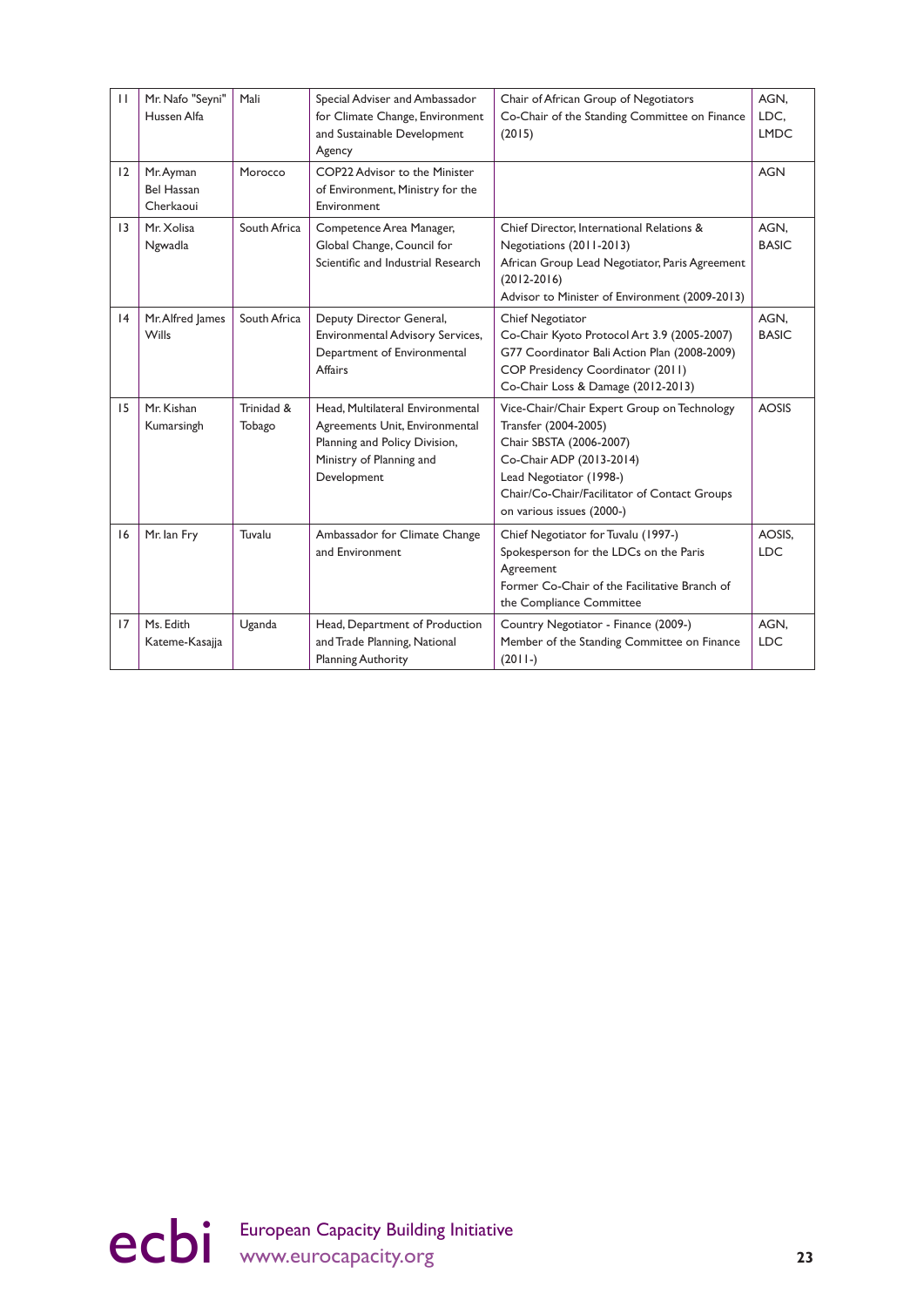| 11 | Mr. Nafo "Seyni" Hussen Alfa | Mali | Special Adviser and Ambassador for Climate Change, Environment and Sustainable Development Agency | Chair of African Group of Negotiators<br>Co-Chair of the Standing Committee on Finance (2015) | AGN, LDC, LMDC |
|---|---|---|---|---|---|
| 12 | Mr. Ayman Bel Hassan Cherkaoui | Morocco | COP22 Advisor to the Minister of Environment, Ministry for the Environment | | AGN |
| 13 | Mr. Xolisa Ngwadla | South Africa | Competence Area Manager, Global Change, Council for Scientific and Industrial Research | Chief Director, International Relations & Negotiations (2011-2013)<br>African Group Lead Negotiator, Paris Agreement (2012-2016)<br>Advisor to Minister of Environment (2009-2013) | AGN, BASIC |
| 14 | Mr. Alfred James Wills | South Africa | Deputy Director General, Environmental Advisory Services, Department of Environmental Affairs | Chief Negotiator<br>Co-Chair Kyoto Protocol Art 3.9 (2005-2007)<br>G77 Coordinator Bali Action Plan (2008-2009)<br>COP Presidency Coordinator (2011)<br>Co-Chair Loss & Damage (2012-2013) | AGN, BASIC |
| 15 | Mr. Kishan Kumarsingh | Trinidad & Tobago | Head, Multilateral Environmental Agreements Unit, Environmental Planning and Policy Division, Ministry of Planning and Development | Vice-Chair/Chair Expert Group on Technology Transfer (2004-2005)<br>Chair SBSTA (2006-2007)<br>Co-Chair ADP (2013-2014)<br>Lead Negotiator (1998-)<br>Chair/Co-Chair/Facilitator of Contact Groups on various issues (2000-) | AOSIS |
| 16 | Mr. Ian Fry | Tuvalu | Ambassador for Climate Change and Environment | Chief Negotiator for Tuvalu (1997-)<br>Spokesperson for the LDCs on the Paris Agreement<br>Former Co-Chair of the Facilitative Branch of the Compliance Committee | AOSIS, LDC |
| 17 | Ms. Edith Kateme-Kasajja | Uganda | Head, Department of Production and Trade Planning, National Planning Authority | Country Negotiator - Finance (2009-)<br>Member of the Standing Committee on Finance (2011-) | AGN, LDC |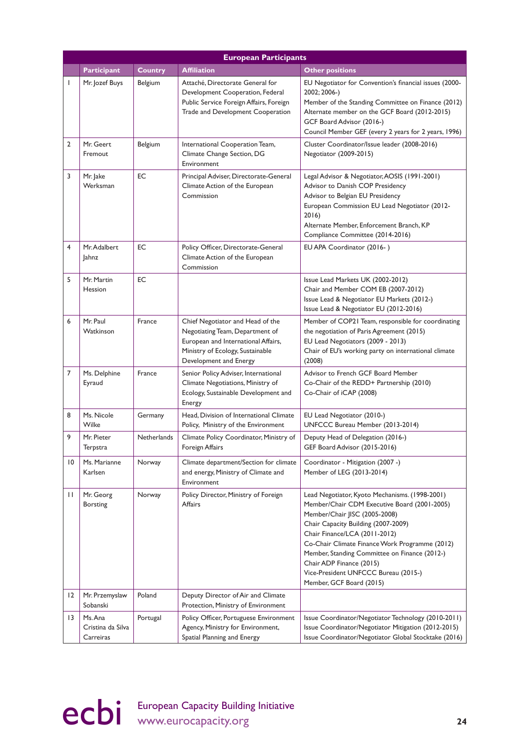| European Participants | | | | |
|---|---|---|---|---|
| | **Participant** | **Country** | **Affiliation** | **Other positions** |
| 1 | Mr. Jozef Buys | Belgium | Attaché, Directorate General for Development Cooperation, Federal Public Service Foreign Affairs, Foreign Trade and Development Cooperation | EU Negotiator for Convention's financial issues (2000-2002; 2006-)<br>Member of the Standing Committee on Finance (2012)<br>Alternate member on the GCF Board (2012-2015)<br>GCF Board Advisor (2016-)<br>Council Member GEF (every 2 years for 2 years, 1996) |
| 2 | Mr. Geert Fremout | Belgium | International Cooperation Team, Climate Change Section, DG Environment | Cluster Coordinator/Issue leader (2008-2016)<br>Negotiator (2009-2015) |
| 3 | Mr. Jake Werksman | EC | Principal Adviser, Directorate-General Climate Action of the European Commission | Legal Advisor & Negotiator, AOSIS (1991-2001)<br>Advisor to Danish COP Presidency<br>Advisor to Belgian EU Presidency<br>European Commission EU Lead Negotiator (2012-2016)<br>Alternate Member, Enforcement Branch, KP Compliance Committee (2014-2016) |
| 4 | Mr. Adalbert Jahnz | EC | Policy Officer, Directorate-General Climate Action of the European Commission | EU APA Coordinator (2016- ) |
| 5 | Mr. Martin Hession | EC | | Issue Lead Markets UK (2002-2012)<br>Chair and Member COM EB (2007-2012)<br>Issue Lead & Negotiator EU Markets (2012-)<br>Issue Lead & Negotiator EU (2012-2016) |
| 6 | Mr. Paul Watkinson | France | Chief Negotiator and Head of the Negotiating Team, Department of European and International Affairs, Ministry of Ecology, Sustainable Development and Energy | Member of COP21 Team, responsible for coordinating the negotiation of Paris Agreement (2015)<br>EU Lead Negotiators (2009 - 2013)<br>Chair of EU's working party on international climate (2008) |
| 7 | Ms. Delphine Eyraud | France | Senior Policy Adviser, International Climate Negotiations, Ministry of Ecology, Sustainable Development and Energy | Advisor to French GCF Board Member<br>Co-Chair of the REDD+ Partnership (2010)<br>Co-Chair of iCAP (2008) |
| 8 | Ms. Nicole Wilke | Germany | Head, Division of International Climate Policy, Ministry of the Environment | EU Lead Negotiator (2010-)<br>UNFCCC Bureau Member (2013-2014) |
| 9 | Mr. Pieter Terpstra | Netherlands | Climate Policy Coordinator, Ministry of Foreign Affairs | Deputy Head of Delegation (2016-)<br>GEF Board Advisor (2015-2016) |
| 10 | Ms. Marianne Karlsen | Norway | Climate department/Section for climate and energy, Ministry of Climate and Environment | Coordinator - Mitigation (2007 -)<br>Member of LEG (2013-2014) |
| 11 | Mr. Georg Borsting | Norway | Policy Director, Ministry of Foreign Affairs | Lead Negotiator, Kyoto Mechanisms. (1998-2001)<br>Member/Chair CDM Executive Board (2001-2005)<br>Member/Chair JISC (2005-2008)<br>Chair Capacity Building (2007-2009)<br>Chair Finance/LCA (2011-2012)<br>Co-Chair Climate Finance Work Programme (2012)<br>Member, Standing Committee on Finance (2012-)<br>Chair ADP Finance (2015)<br>Vice-President UNFCCC Bureau (2015-)<br>Member, GCF Board (2015) |
| 12 | Mr. Przemyslaw Sobanski | Poland | Deputy Director of Air and Climate Protection, Ministry of Environment | |
| 13 | Ms. Ana Cristina da Silva Carreiras | Portugal | Policy Officer, Portuguese Environment Agency, Ministry for Environment, Spatial Planning and Energy | Issue Coordinator/Negotiator Technology (2010-2011)<br>Issue Coordinator/Negotiator Mitigation (2012-2015)<br>Issue Coordinator/Negotiator Global Stocktake (2016) |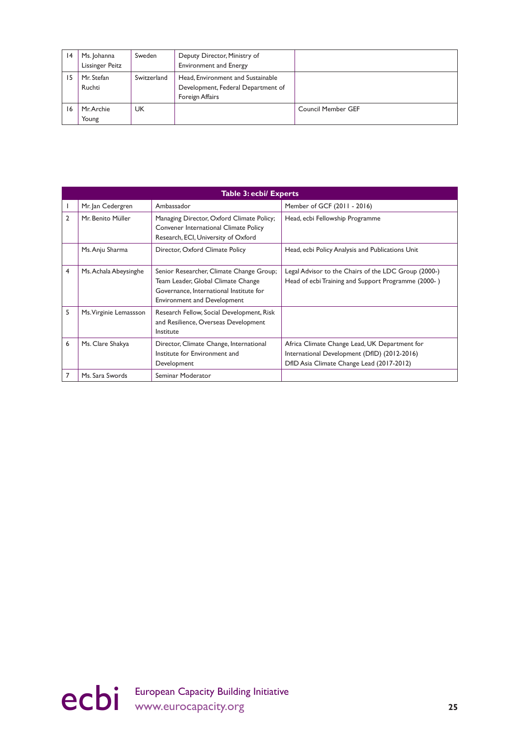| | | | | |
|---|---|---|---|---|
| 14 | Ms. Johanna Lissinger Peitz | Sweden | Deputy Director, Ministry of Environment and Energy | |
| 15 | Mr. Stefan Ruchti | Switzerland | Head, Environment and Sustainable Development, Federal Department of Foreign Affairs | |
| 16 | Mr. Archie Young | UK | | Council Member GEF |

| Table 3: ecbi/ Experts | | | |
|---|---|---|---|
| 1 | Mr. Jan Cedergren | Ambassador | Member of GCF (2011 - 2016) |
| 2 | Mr. Benito Müller | Managing Director, Oxford Climate Policy; Convener International Climate Policy Research, ECI, University of Oxford | Head, ecbi Fellowship Programme |
| | Ms. Anju Sharma | Director, Oxford Climate Policy | Head, ecbi Policy Analysis and Publications Unit |
| 4 | Ms. Achala Abeysinghe | Senior Researcher, Climate Change Group; Team Leader, Global Climate Change Governance, International Institute for Environment and Development | Legal Advisor to the Chairs of the LDC Group (2000-) Head of ecbi Training and Support Programme (2000- ) |
| 5 | Ms. Virginie Lemassson | Research Fellow, Social Development, Risk and Resilience, Overseas Development Institute | |
| 6 | Ms. Clare Shakya | Director, Climate Change, International Institute for Environment and Development | Africa Climate Change Lead, UK Department for International Development (DfID) (2012-2016) DfID Asia Climate Change Lead (2017-2012) |
| 7 | Ms. Sara Swords | Seminar Moderator | |

ecbi European Capacity Building Initiative
www.eurocapacity.org